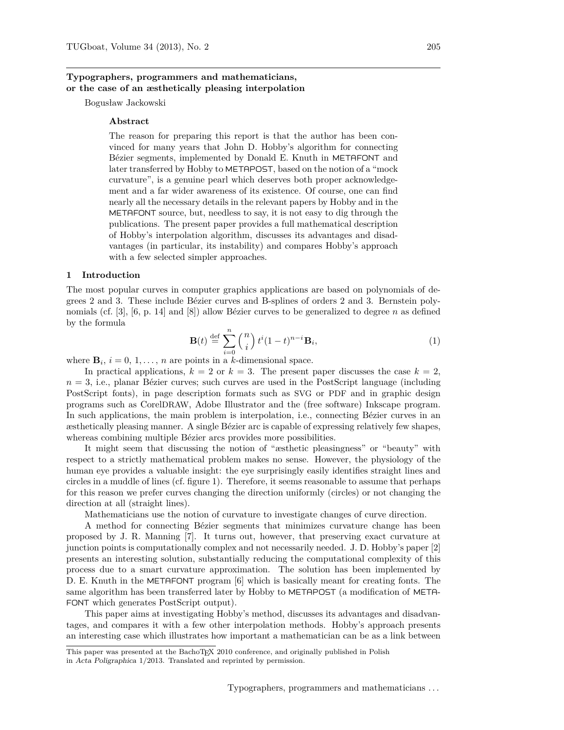# Typographers, programmers and mathematicians, or the case of an æsthetically pleasing interpolation

Bogusław Jackowski

### Abstract

The reason for preparing this report is that the author has been convinced for many years that John D. Hobby's algorithm for connecting Bézier segments, implemented by Donald E. Knuth in METAFONT and later transferred by Hobby to METAPOST, based on the notion of a "mock curvature", is a genuine pearl which deserves both proper acknowledgement and a far wider awareness of its existence. Of course, one can find nearly all the necessary details in the relevant papers by Hobby and in the METAFONT source, but, needless to say, it is not easy to dig through the publications. The present paper provides a full mathematical description of Hobby's interpolation algorithm, discusses its advantages and disadvantages (in particular, its instability) and compares Hobby's approach with a few selected simpler approaches.

## 1 Introduction

The most popular curves in computer graphics applications are based on polynomials of degrees 2 and 3. These include Bézier curves and B-splines of orders 2 and 3. Bernstein polynomials (cf. [3], [6, p. 14] and [8]) allow Bézier curves to be generalized to degree $n$ as defined by the formula

$$\mathbf{B}(t) \stackrel{\text{def}}{=} \sum_{i=0}^{n} \binom{n}{i} t^i (1-t)^{n-i} \mathbf{B}_i, \tag{1}$$

where $\mathbf{B}_i$, $i = 0, 1, \ldots, n$ are points in a $k$-dimensional space.

In practical applications, $k = 2$ or $k = 3$. The present paper discusses the case $k = 2$, $n = 3$, i.e., planar Bézier curves; such curves are used in the PostScript language (including PostScript fonts), in page description formats such as SVG or PDF and in graphic design programs such as CorelDRAW, Adobe Illustrator and the (free software) Inkscape program. In such applications, the main problem is interpolation, i.e., connecting Bézier curves in an æsthetically pleasing manner. A single Bézier arc is capable of expressing relatively few shapes, whereas combining multiple Bézier arcs provides more possibilities.

It might seem that discussing the notion of "æsthetic pleasingness" or "beauty" with respect to a strictly mathematical problem makes no sense. However, the physiology of the human eye provides a valuable insight: the eye surprisingly easily identifies straight lines and circles in a muddle of lines (cf. figure 1). Therefore, it seems reasonable to assume that perhaps for this reason we prefer curves changing the direction uniformly (circles) or not changing the direction at all (straight lines).

Mathematicians use the notion of curvature to investigate changes of curve direction.

A method for connecting Bézier segments that minimizes curvature change has been proposed by J. R. Manning [7]. It turns out, however, that preserving exact curvature at junction points is computationally complex and not necessarily needed. J. D. Hobby's paper [2] presents an interesting solution, substantially reducing the computational complexity of this process due to a smart curvature approximation. The solution has been implemented by D. E. Knuth in the METAFONT program [6] which is basically meant for creating fonts. The same algorithm has been transferred later by Hobby to METAPOST (a modification of METAFONT which generates PostScript output).

This paper aims at investigating Hobby's method, discusses its advantages and disadvantages, and compares it with a few other interpolation methods. Hobby's approach presents an interesting case which illustrates how important a mathematician can be as a link between

This paper was presented at the BachoTEX 2010 conference, and originally published in Polish in *Acta Poligraphica* 1/2013. Translated and reprinted by permission.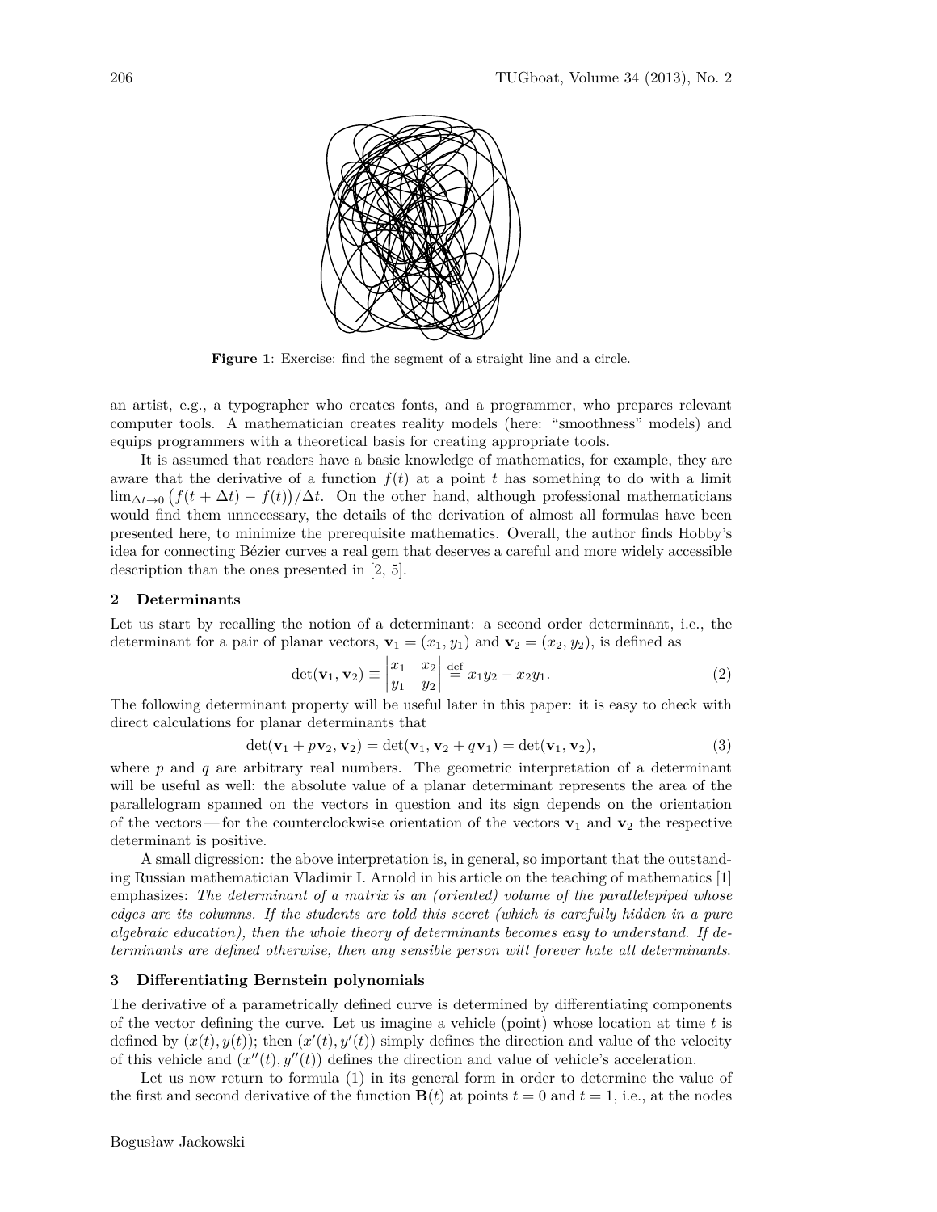**Figure 1**: Exercise: find the segment of a straight line and a circle.

an artist, e.g., a typographer who creates fonts, and a programmer, who prepares relevant computer tools. A mathematician creates reality models (here: "smoothness" models) and equips programmers with a theoretical basis for creating appropriate tools.

It is assumed that readers have a basic knowledge of mathematics, for example, they are aware that the derivative of a function $f(t)$ at a point $t$ has something to do with a limit $\lim_{\Delta t \to 0} \bigl(f(t + \Delta t) - f(t)\bigr)/\Delta t$. On the other hand, although professional mathematicians would find them unnecessary, the details of the derivation of almost all formulas have been presented here, to minimize the prerequisite mathematics. Overall, the author finds Hobby's idea for connecting Bézier curves a real gem that deserves a careful and more widely accessible description than the ones presented in [2, 5].

## 2 Determinants

Let us start by recalling the notion of a determinant: a second order determinant, i.e., the determinant for a pair of planar vectors, $\mathbf{v}_1 = (x_1, y_1)$ and $\mathbf{v}_2 = (x_2, y_2)$, is defined as

$$\det(\mathbf{v}_1, \mathbf{v}_2) \equiv \begin{vmatrix} x_1 & x_2 \\ y_1 & y_2 \end{vmatrix} \stackrel{\text{def}}{=} x_1 y_2 - x_2 y_1. \tag{2}$$

The following determinant property will be useful later in this paper: it is easy to check with direct calculations for planar determinants that

$$\det(\mathbf{v}_1 + p\mathbf{v}_2, \mathbf{v}_2) = \det(\mathbf{v}_1, \mathbf{v}_2 + q\mathbf{v}_1) = \det(\mathbf{v}_1, \mathbf{v}_2), \tag{3}$$

where $p$ and $q$ are arbitrary real numbers. The geometric interpretation of a determinant will be useful as well: the absolute value of a planar determinant represents the area of the parallelogram spanned on the vectors in question and its sign depends on the orientation of the vectors — for the counterclockwise orientation of the vectors $\mathbf{v}_1$ and $\mathbf{v}_2$ the respective determinant is positive.

A small digression: the above interpretation is, in general, so important that the outstanding Russian mathematician Vladimir I. Arnold in his article on the teaching of mathematics [1] emphasizes: *The determinant of a matrix is an (oriented) volume of the parallelepiped whose edges are its columns. If the students are told this secret (which is carefully hidden in a pure algebraic education), then the whole theory of determinants becomes easy to understand. If determinants are defined otherwise, then any sensible person will forever hate all determinants.*

## 3 Differentiating Bernstein polynomials

The derivative of a parametrically defined curve is determined by differentiating components of the vector defining the curve. Let us imagine a vehicle (point) whose location at time $t$ is defined by $(x(t), y(t))$; then $(x'(t), y'(t))$ simply defines the direction and value of the velocity of this vehicle and $(x''(t), y''(t))$ defines the direction and value of vehicle's acceleration.

Let us now return to formula (1) in its general form in order to determine the value of the first and second derivative of the function $\mathbf{B}(t)$ at points $t = 0$ and $t = 1$, i.e., at the nodes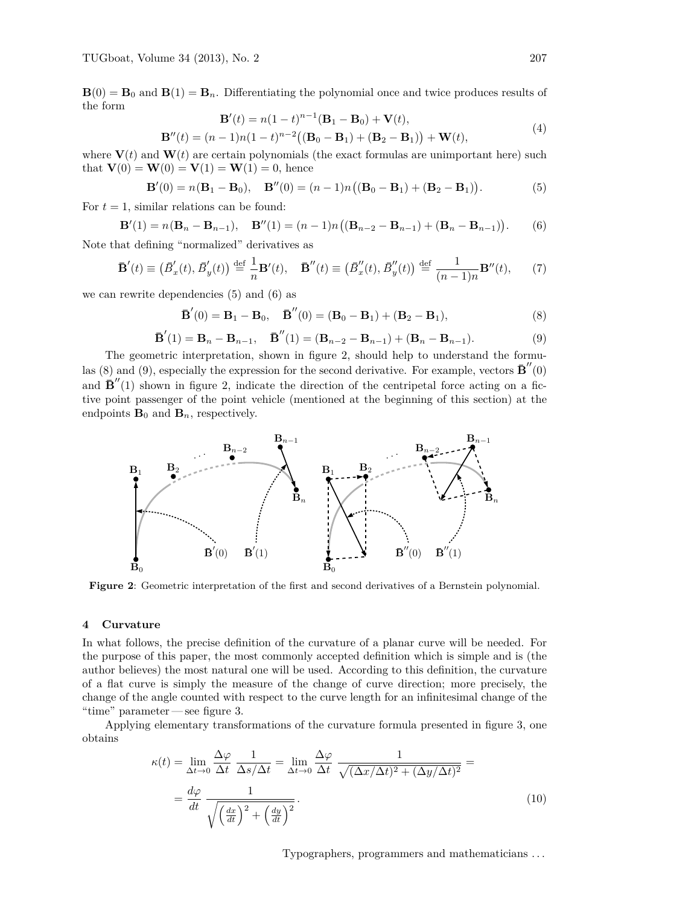$\mathbf{B}(0) = \mathbf{B}_0$ and $\mathbf{B}(1) = \mathbf{B}_n$. Differentiating the polynomial once and twice produces results of the form

$$
\begin{aligned}
\mathbf{B}'(t) &= n(1-t)^{n-1}(\mathbf{B}_1 - \mathbf{B}_0) + \mathbf{V}(t), \\
\mathbf{B}''(t) &= (n-1)n(1-t)^{n-2}\big((\mathbf{B}_0 - \mathbf{B}_1) + (\mathbf{B}_2 - \mathbf{B}_1)\big) + \mathbf{W}(t),
\end{aligned}
\tag{4}
$$

where $\mathbf{V}(t)$ and $\mathbf{W}(t)$ are certain polynomials (the exact formulas are unimportant here) such that $\mathbf{V}(0) = \mathbf{W}(0) = \mathbf{V}(1) = \mathbf{W}(1) = 0$, hence

$$
\mathbf{B}'(0) = n(\mathbf{B}_1 - \mathbf{B}_0), \quad \mathbf{B}''(0) = (n-1)n\big((\mathbf{B}_0 - \mathbf{B}_1) + (\mathbf{B}_2 - \mathbf{B}_1)\big). \tag{5}
$$

For $t = 1$, similar relations can be found:

$$
\mathbf{B}'(1) = n(\mathbf{B}_n - \mathbf{B}_{n-1}), \quad \mathbf{B}''(1) = (n-1)n\big((\mathbf{B}_{n-2} - \mathbf{B}_{n-1}) + (\mathbf{B}_n - \mathbf{B}_{n-1})\big). \tag{6}
$$

Note that defining "normalized" derivatives as

$$
\bar{\mathbf{B}}'(t) \equiv \big(\bar{B}'_x(t), \bar{B}'_y(t)\big) \stackrel{\text{def}}{=} \frac{1}{n}\mathbf{B}'(t), \quad \bar{\mathbf{B}}''(t) \equiv \big(\bar{B}''_x(t), \bar{B}''_y(t)\big) \stackrel{\text{def}}{=} \frac{1}{(n-1)n}\mathbf{B}''(t), \tag{7}
$$

we can rewrite dependencies (5) and (6) as

$$
\bar{\mathbf{B}}'(0) = \mathbf{B}_1 - \mathbf{B}_0, \quad \bar{\mathbf{B}}''(0) = (\mathbf{B}_0 - \mathbf{B}_1) + (\mathbf{B}_2 - \mathbf{B}_1), \tag{8}
$$

$$
\bar{\mathbf{B}}'(1) = \mathbf{B}_n - \mathbf{B}_{n-1}, \quad \bar{\mathbf{B}}''(1) = (\mathbf{B}_{n-2} - \mathbf{B}_{n-1}) + (\mathbf{B}_n - \mathbf{B}_{n-1}). \tag{9}
$$

The geometric interpretation, shown in figure 2, should help to understand the formulas (8) and (9), especially the expression for the second derivative. For example, vectors $\bar{\mathbf{B}}''(0)$ and $\bar{\mathbf{B}}''(1)$ shown in figure 2, indicate the direction of the centripetal force acting on a fictive point passenger of the point vehicle (mentioned at the beginning of this section) at the endpoints $\mathbf{B}_0$ and $\mathbf{B}_n$, respectively.

**Figure 2**: Geometric interpretation of the first and second derivatives of a Bernstein polynomial.

## 4 Curvature

In what follows, the precise definition of the curvature of a planar curve will be needed. For the purpose of this paper, the most commonly accepted definition which is simple and is (the author believes) the most natural one will be used. According to this definition, the curvature of a flat curve is simply the measure of the change of curve direction; more precisely, the change of the angle counted with respect to the curve length for an infinitesimal change of the "time" parameter — see figure 3.

Applying elementary transformations of the curvature formula presented in figure 3, one obtains

$$
\begin{aligned}
\kappa(t) &= \lim_{\Delta t \to 0} \frac{\Delta\varphi}{\Delta t} \, \frac{1}{\Delta s/\Delta t} = \lim_{\Delta t \to 0} \frac{\Delta\varphi}{\Delta t} \, \frac{1}{\sqrt{(\Delta x/\Delta t)^2 + (\Delta y/\Delta t)^2}} = \\
&= \frac{d\varphi}{dt} \, \frac{1}{\sqrt{\left(\frac{dx}{dt}\right)^2 + \left(\frac{dy}{dt}\right)^2}}.
\end{aligned}
\tag{10}
$$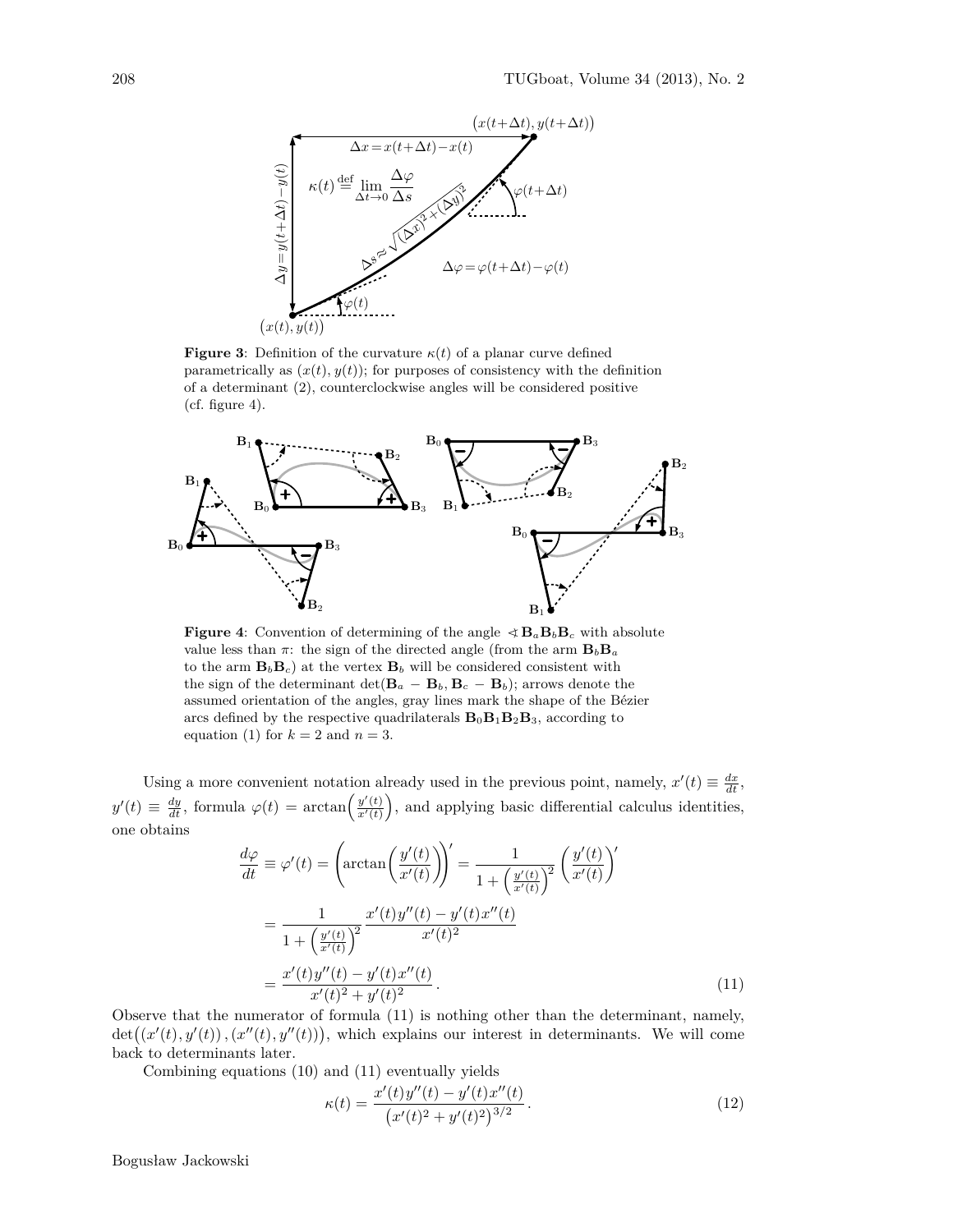**Figure 3**: Definition of the curvature $\kappa(t)$ of a planar curve defined parametrically as $(x(t), y(t))$; for purposes of consistency with the definition of a determinant (2), counterclockwise angles will be considered positive (cf. figure 4).

**Figure 4**: Convention of determining of the angle $\sphericalangle\,\mathbf{B}_a\mathbf{B}_b\mathbf{B}_c$ with absolute value less than $\pi$: the sign of the directed angle (from the arm $\mathbf{B}_b\mathbf{B}_a$ to the arm $\mathbf{B}_b\mathbf{B}_c$) at the vertex $\mathbf{B}_b$ will be considered consistent with the sign of the determinant $\det(\mathbf{B}_a - \mathbf{B}_b, \mathbf{B}_c - \mathbf{B}_b)$; arrows denote the assumed orientation of the angles, gray lines mark the shape of the Bézier arcs defined by the respective quadrilaterals $\mathbf{B}_0\mathbf{B}_1\mathbf{B}_2\mathbf{B}_3$, according to equation (1) for $k = 2$ and $n = 3$.

Using a more convenient notation already used in the previous point, namely, $x'(t) \equiv \frac{dx}{dt}$, $y'(t) \equiv \frac{dy}{dt}$, formula $\varphi(t) = \arctan\!\left(\frac{y'(t)}{x'(t)}\right)$, and applying basic differential calculus identities, one obtains

$$
\begin{aligned}
\frac{d\varphi}{dt} \equiv \varphi'(t) &= \left(\arctan\!\left(\frac{y'(t)}{x'(t)}\right)\right)' = \frac{1}{1+\left(\frac{y'(t)}{x'(t)}\right)^2}\left(\frac{y'(t)}{x'(t)}\right)' \\
&= \frac{1}{1+\left(\frac{y'(t)}{x'(t)}\right)^2}\,\frac{x'(t)y''(t) - y'(t)x''(t)}{x'(t)^2} \\
&= \frac{x'(t)y''(t) - y'(t)x''(t)}{x'(t)^2 + y'(t)^2}\,. \qquad (11)
\end{aligned}
$$

Observe that the numerator of formula (11) is nothing other than the determinant, namely, $\det\bigl((x'(t), y'(t))\,, (x''(t), y''(t))\bigr)$, which explains our interest in determinants. We will come back to determinants later.

Combining equations (10) and (11) eventually yields

$$
\kappa(t) = \frac{x'(t)y''(t) - y'(t)x''(t)}{\bigl(x'(t)^2 + y'(t)^2\bigr)^{3/2}}\,. \qquad (12)
$$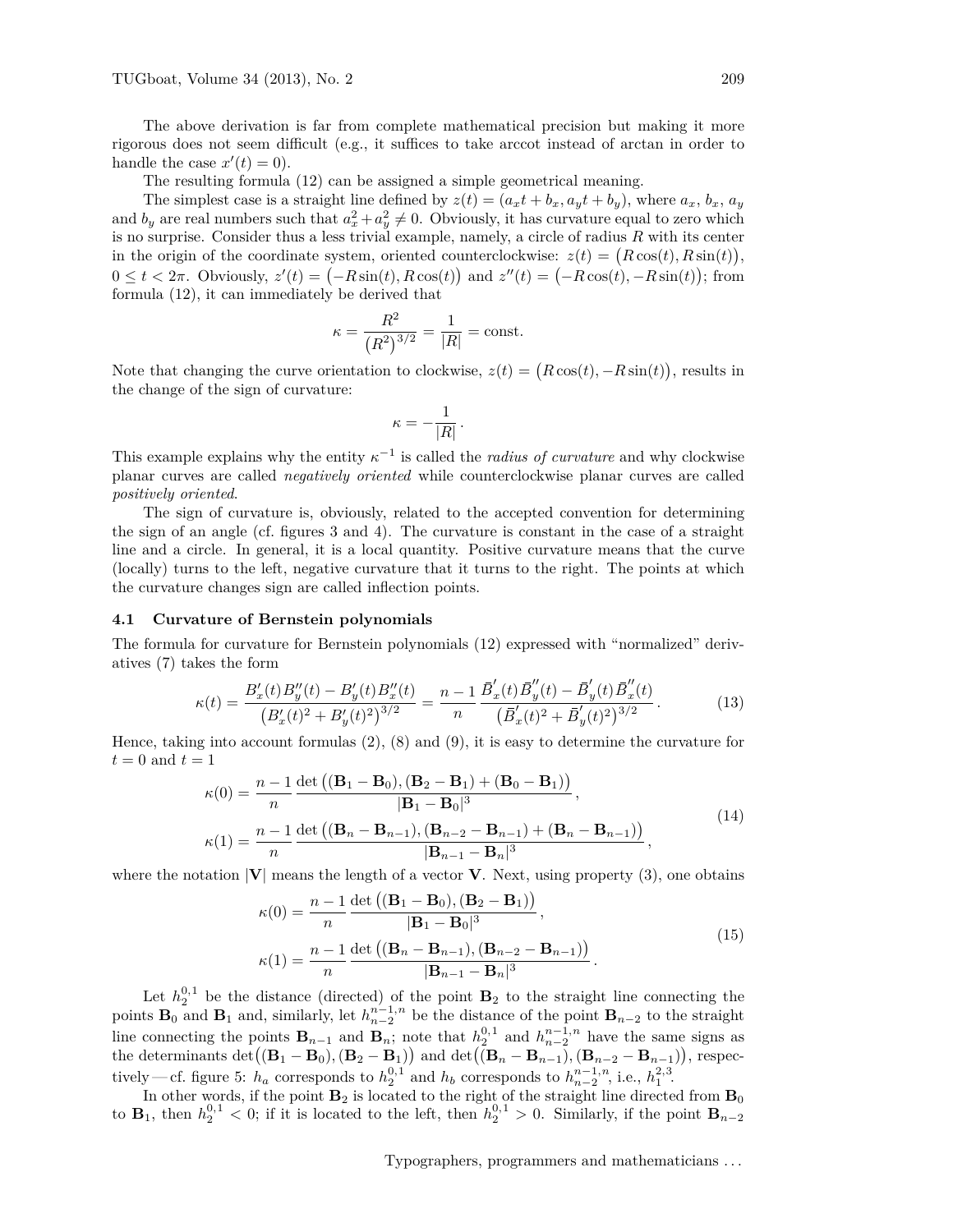The above derivation is far from complete mathematical precision but making it more rigorous does not seem difficult (e.g., it suffices to take arccot instead of arctan in order to handle the case $x'(t) = 0$).

The resulting formula (12) can be assigned a simple geometrical meaning.

The simplest case is a straight line defined by $z(t) = (a_x t + b_x, a_y t + b_y)$, where $a_x$, $b_x$, $a_y$ and $b_y$ are real numbers such that $a_x^2 + a_y^2 \neq 0$. Obviously, it has curvature equal to zero which is no surprise. Consider thus a less trivial example, namely, a circle of radius $R$ with its center in the origin of the coordinate system, oriented counterclockwise: $z(t) = \big(R\cos(t), R\sin(t)\big)$, $0 \le t < 2\pi$. Obviously, $z'(t) = \big(-R\sin(t), R\cos(t)\big)$ and $z''(t) = \big(-R\cos(t), -R\sin(t)\big)$; from formula (12), it can immediately be derived that

$$\kappa = \frac{R^2}{\left(R^2\right)^{3/2}} = \frac{1}{|R|} = \text{const.}$$

Note that changing the curve orientation to clockwise, $z(t) = \big(R\cos(t), -R\sin(t)\big)$, results in the change of the sign of curvature:

$$\kappa = -\frac{1}{|R|}\,.$$

This example explains why the entity $\kappa^{-1}$ is called the *radius of curvature* and why clockwise planar curves are called *negatively oriented* while counterclockwise planar curves are called *positively oriented*.

The sign of curvature is, obviously, related to the accepted convention for determining the sign of an angle (cf. figures 3 and 4). The curvature is constant in the case of a straight line and a circle. In general, it is a local quantity. Positive curvature means that the curve (locally) turns to the left, negative curvature that it turns to the right. The points at which the curvature changes sign are called inflection points.

### 4.1 Curvature of Bernstein polynomials

The formula for curvature for Bernstein polynomials (12) expressed with "normalized" derivatives (7) takes the form

$$\kappa(t) = \frac{B_x'(t)B_y''(t) - B_y'(t)B_x''(t)}{\left(B_x'(t)^2 + B_y'(t)^2\right)^{3/2}} = \frac{n-1}{n}\,\frac{\bar{B}_x'(t)\bar{B}_y''(t) - \bar{B}_y'(t)\bar{B}_x''(t)}{\left(\bar{B}_x'(t)^2 + \bar{B}_y'(t)^2\right)^{3/2}}\,. \tag{13}$$

Hence, taking into account formulas (2), (8) and (9), it is easy to determine the curvature for $t = 0$ and $t = 1$

$$\begin{aligned}
\kappa(0) &= \frac{n-1}{n}\,\frac{\det\big((\mathbf{B}_1 - \mathbf{B}_0), (\mathbf{B}_2 - \mathbf{B}_1) + (\mathbf{B}_0 - \mathbf{B}_1)\big)}{|\mathbf{B}_1 - \mathbf{B}_0|^3}\,,\\
\kappa(1) &= \frac{n-1}{n}\,\frac{\det\big((\mathbf{B}_n - \mathbf{B}_{n-1}), (\mathbf{B}_{n-2} - \mathbf{B}_{n-1}) + (\mathbf{B}_n - \mathbf{B}_{n-1})\big)}{|\mathbf{B}_{n-1} - \mathbf{B}_n|^3}\,,
\end{aligned} \tag{14}$$

where the notation $|\mathbf{V}|$ means the length of a vector $\mathbf{V}$. Next, using property (3), one obtains

$$\begin{aligned}
\kappa(0) &= \frac{n-1}{n}\,\frac{\det\big((\mathbf{B}_1 - \mathbf{B}_0), (\mathbf{B}_2 - \mathbf{B}_1)\big)}{|\mathbf{B}_1 - \mathbf{B}_0|^3}\,,\\
\kappa(1) &= \frac{n-1}{n}\,\frac{\det\big((\mathbf{B}_n - \mathbf{B}_{n-1}), (\mathbf{B}_{n-2} - \mathbf{B}_{n-1})\big)}{|\mathbf{B}_{n-1} - \mathbf{B}_n|^3}\,.
\end{aligned} \tag{15}$$

Let $h_2^{0,1}$ be the distance (directed) of the point $\mathbf{B}_2$ to the straight line connecting the points $\mathbf{B}_0$ and $\mathbf{B}_1$ and, similarly, let $h_{n-2}^{n-1,n}$ be the distance of the point $\mathbf{B}_{n-2}$ to the straight line connecting the points $\mathbf{B}_{n-1}$ and $\mathbf{B}_n$; note that $h_2^{0,1}$ and $h_{n-2}^{n-1,n}$ have the same signs as the determinants $\det\big((\mathbf{B}_1 - \mathbf{B}_0), (\mathbf{B}_2 - \mathbf{B}_1)\big)$ and $\det\big((\mathbf{B}_n - \mathbf{B}_{n-1}), (\mathbf{B}_{n-2} - \mathbf{B}_{n-1})\big)$, respectively — cf. figure 5: $h_a$ corresponds to $h_2^{0,1}$ and $h_b$ corresponds to $h_{n-2}^{n-1,n}$, i.e., $h_1^{2,3}$.

In other words, if the point $\mathbf{B}_2$ is located to the right of the straight line directed from $\mathbf{B}_0$ to $\mathbf{B}_1$, then $h_2^{0,1} < 0$; if it is located to the left, then $h_2^{0,1} > 0$. Similarly, if the point $\mathbf{B}_{n-2}$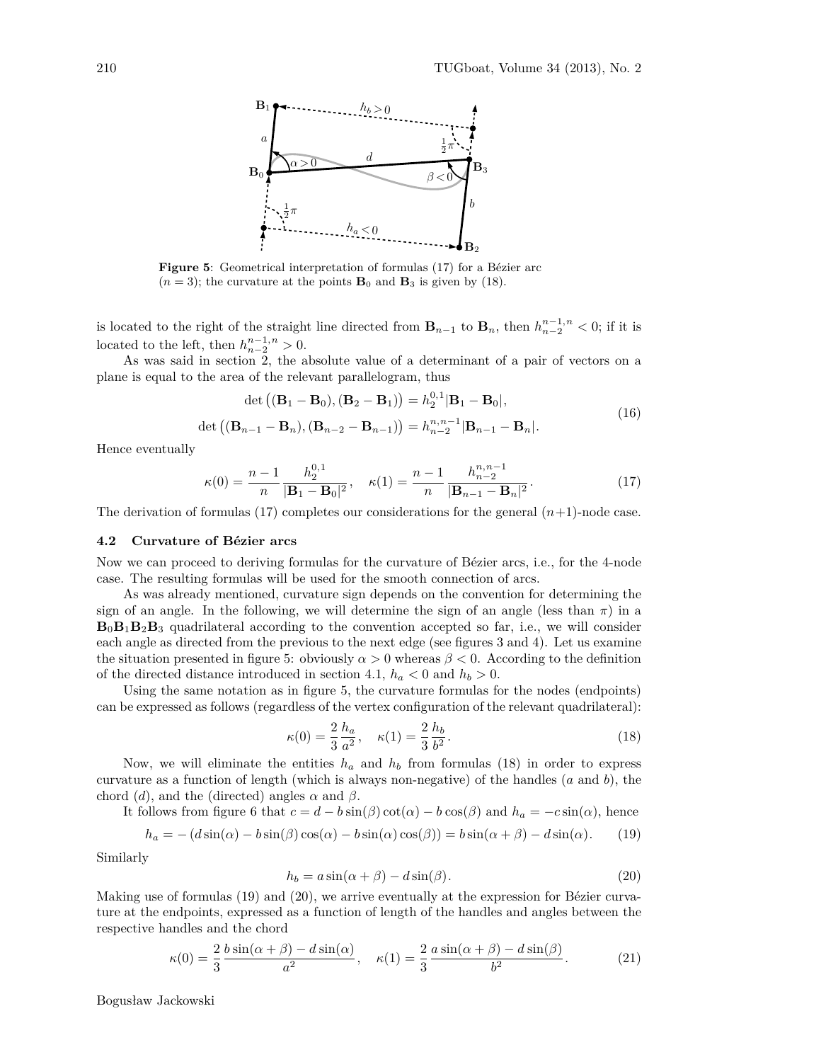**Figure 5**: Geometrical interpretation of formulas (17) for a Bézier arc ($n = 3$); the curvature at the points $\mathbf{B}_0$ and $\mathbf{B}_3$ is given by (18).

is located to the right of the straight line directed from $\mathbf{B}_{n-1}$ to $\mathbf{B}_n$, then $h^{n-1,n}_{n-2} < 0$; if it is located to the left, then $h^{n-1,n}_{n-2} > 0$.

As was said in section 2, the absolute value of a determinant of a pair of vectors on a plane is equal to the area of the relevant parallelogram, thus

$$\det\big((\mathbf{B}_1 - \mathbf{B}_0), (\mathbf{B}_2 - \mathbf{B}_1)\big) = h^{0,1}_2 |\mathbf{B}_1 - \mathbf{B}_0|,$$
$$\det\big((\mathbf{B}_{n-1} - \mathbf{B}_n), (\mathbf{B}_{n-2} - \mathbf{B}_{n-1})\big) = h^{n,n-1}_{n-2} |\mathbf{B}_{n-1} - \mathbf{B}_n|. \tag{16}$$

Hence eventually

$$\kappa(0) = \frac{n-1}{n} \frac{h^{0,1}_2}{|\mathbf{B}_1 - \mathbf{B}_0|^2}, \quad \kappa(1) = \frac{n-1}{n} \frac{h^{n,n-1}_{n-2}}{|\mathbf{B}_{n-1} - \mathbf{B}_n|^2}. \tag{17}$$

The derivation of formulas (17) completes our considerations for the general $(n+1)$-node case.

### 4.2 Curvature of Bézier arcs

Now we can proceed to deriving formulas for the curvature of Bézier arcs, i.e., for the 4-node case. The resulting formulas will be used for the smooth connection of arcs.

As was already mentioned, curvature sign depends on the convention for determining the sign of an angle. In the following, we will determine the sign of an angle (less than $\pi$) in a $\mathbf{B}_0\mathbf{B}_1\mathbf{B}_2\mathbf{B}_3$ quadrilateral according to the convention accepted so far, i.e., we will consider each angle as directed from the previous to the next edge (see figures 3 and 4). Let us examine the situation presented in figure 5: obviously $\alpha > 0$ whereas $\beta < 0$. According to the definition of the directed distance introduced in section 4.1, $h_a < 0$ and $h_b > 0$.

Using the same notation as in figure 5, the curvature formulas for the nodes (endpoints) can be expressed as follows (regardless of the vertex configuration of the relevant quadrilateral):

$$\kappa(0) = \frac{2}{3}\frac{h_a}{a^2}, \quad \kappa(1) = \frac{2}{3}\frac{h_b}{b^2}. \tag{18}$$

Now, we will eliminate the entities $h_a$ and $h_b$ from formulas (18) in order to express curvature as a function of length (which is always non-negative) of the handles ($a$ and $b$), the chord ($d$), and the (directed) angles $\alpha$ and $\beta$.

It follows from figure 6 that $c = d - b\sin(\beta)\cot(\alpha) - b\cos(\beta)$ and $h_a = -c\sin(\alpha)$, hence

$$h_a = -\big(d\sin(\alpha) - b\sin(\beta)\cos(\alpha) - b\sin(\alpha)\cos(\beta)\big) = b\sin(\alpha+\beta) - d\sin(\alpha). \tag{19}$$

Similarly

$$h_b = a\sin(\alpha+\beta) - d\sin(\beta). \tag{20}$$

Making use of formulas (19) and (20), we arrive eventually at the expression for Bézier curvature at the endpoints, expressed as a function of length of the handles and angles between the respective handles and the chord

$$\kappa(0) = \frac{2}{3}\frac{b\sin(\alpha+\beta) - d\sin(\alpha)}{a^2}, \quad \kappa(1) = \frac{2}{3}\frac{a\sin(\alpha+\beta) - d\sin(\beta)}{b^2}. \tag{21}$$

Bogusław Jackowski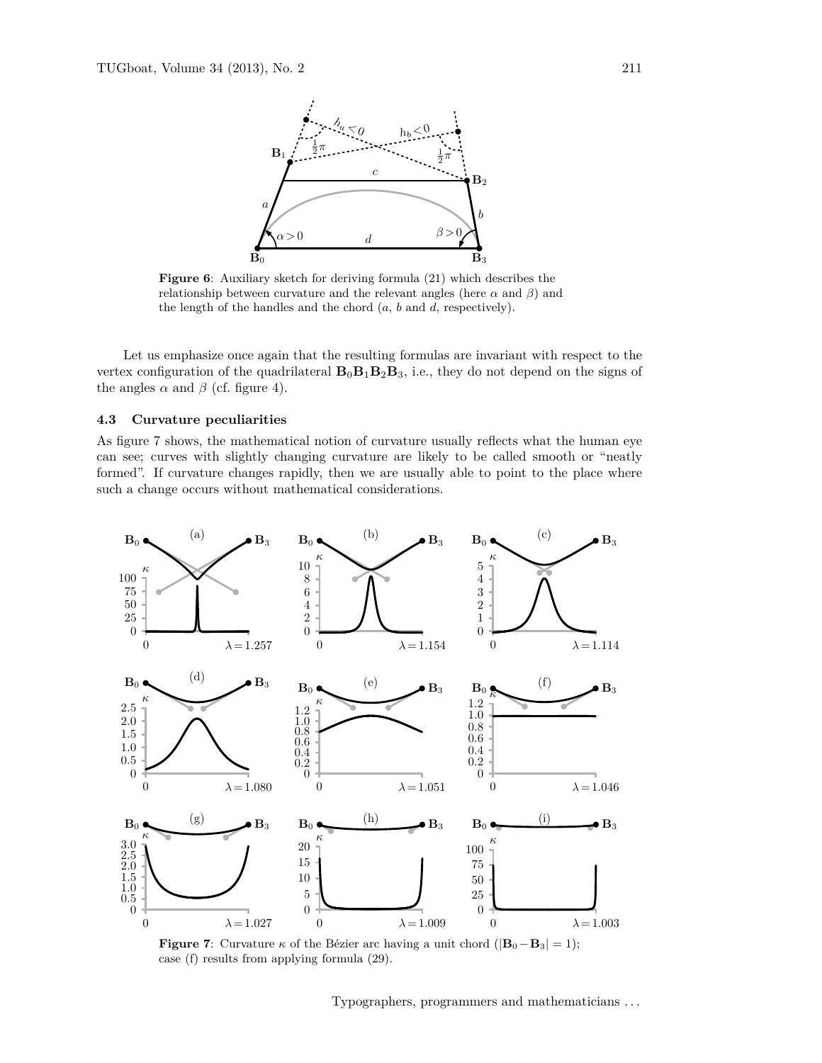**Figure 6**: Auxiliary sketch for deriving formula (21) which describes the relationship between curvature and the relevant angles (here $\alpha$ and $\beta$) and the length of the handles and the chord ($a$, $b$ and $d$, respectively).

Let us emphasize once again that the resulting formulas are invariant with respect to the vertex configuration of the quadrilateral $\mathbf{B}_0\mathbf{B}_1\mathbf{B}_2\mathbf{B}_3$, i.e., they do not depend on the signs of the angles $\alpha$ and $\beta$ (cf. figure 4).

### 4.3 Curvature peculiarities

As figure 7 shows, the mathematical notion of curvature usually reflects what the human eye can see; curves with slightly changing curvature are likely to be called smooth or "neatly formed". If curvature changes rapidly, then we are usually able to point to the place where such a change occurs without mathematical considerations.

**Figure 7**: Curvature $\kappa$ of the Bézier arc having a unit chord ($|\mathbf{B}_0 - \mathbf{B}_3| = 1$); case (f) results from applying formula (29).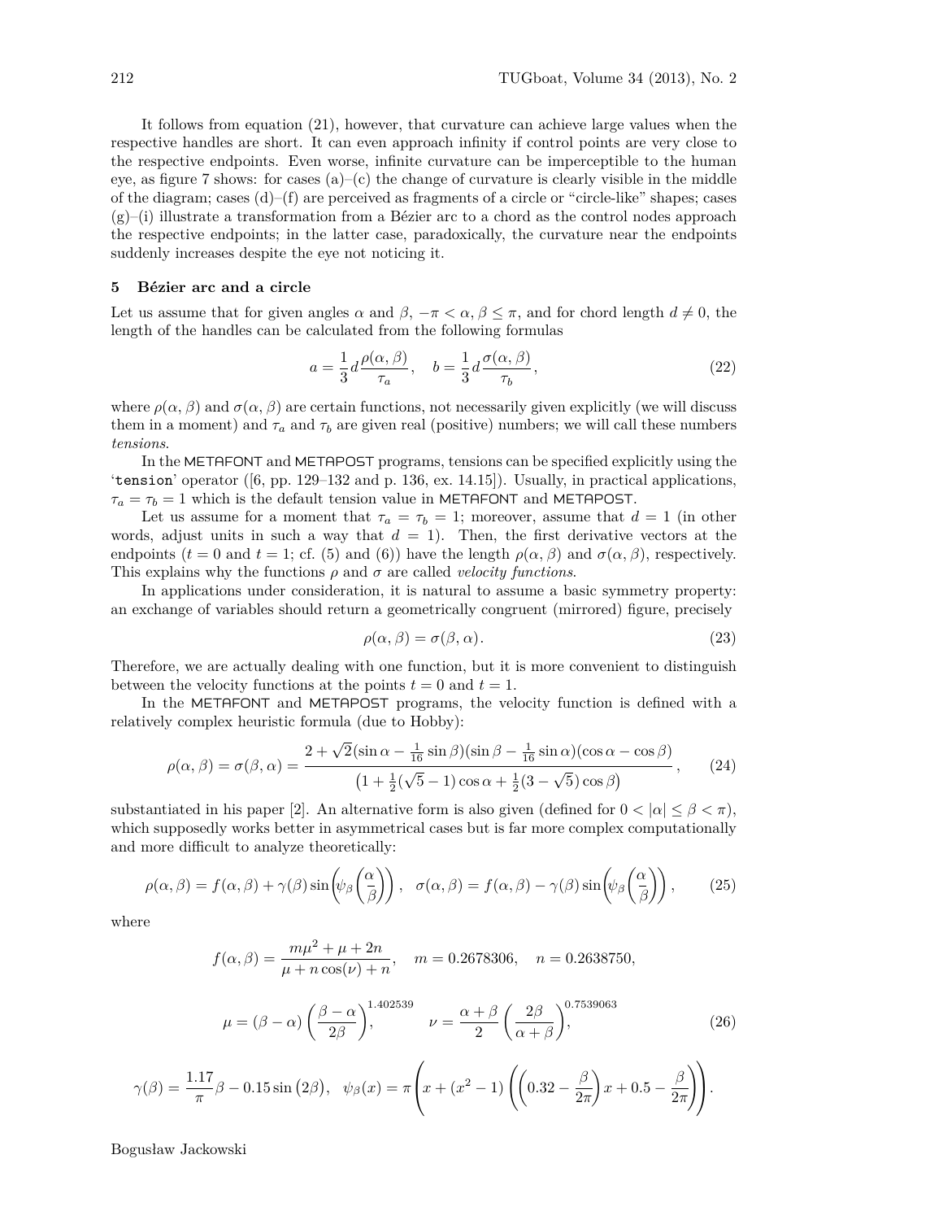It follows from equation (21), however, that curvature can achieve large values when the respective handles are short. It can even approach infinity if control points are very close to the respective endpoints. Even worse, infinite curvature can be imperceptible to the human eye, as figure 7 shows: for cases (a)–(c) the change of curvature is clearly visible in the middle of the diagram; cases (d)–(f) are perceived as fragments of a circle or "circle-like" shapes; cases (g)–(i) illustrate a transformation from a Bézier arc to a chord as the control nodes approach the respective endpoints; in the latter case, paradoxically, the curvature near the endpoints suddenly increases despite the eye not noticing it.

## 5 Bézier arc and a circle

Let us assume that for given angles $\alpha$ and $\beta$, $-\pi < \alpha, \beta \leq \pi$, and for chord length $d \neq 0$, the length of the handles can be calculated from the following formulas

$$a = \frac{1}{3} d \frac{\rho(\alpha, \beta)}{\tau_a}, \quad b = \frac{1}{3} d \frac{\sigma(\alpha, \beta)}{\tau_b}, \tag{22}$$

where $\rho(\alpha, \beta)$ and $\sigma(\alpha, \beta)$ are certain functions, not necessarily given explicitly (we will discuss them in a moment) and $\tau_a$ and $\tau_b$ are given real (positive) numbers; we will call these numbers *tensions*.

In the METAFONT and METAPOST programs, tensions can be specified explicitly using the '`tension`' operator ([6, pp. 129–132 and p. 136, ex. 14.15]). Usually, in practical applications, $\tau_a = \tau_b = 1$ which is the default tension value in METAFONT and METAPOST.

Let us assume for a moment that $\tau_a = \tau_b = 1$; moreover, assume that $d = 1$ (in other words, adjust units in such a way that $d = 1$). Then, the first derivative vectors at the endpoints ($t = 0$ and $t = 1$; cf. (5) and (6)) have the length $\rho(\alpha, \beta)$ and $\sigma(\alpha, \beta)$, respectively. This explains why the functions $\rho$ and $\sigma$ are called *velocity functions*.

In applications under consideration, it is natural to assume a basic symmetry property: an exchange of variables should return a geometrically congruent (mirrored) figure, precisely

$$\rho(\alpha, \beta) = \sigma(\beta, \alpha). \tag{23}$$

Therefore, we are actually dealing with one function, but it is more convenient to distinguish between the velocity functions at the points $t = 0$ and $t = 1$.

In the METAFONT and METAPOST programs, the velocity function is defined with a relatively complex heuristic formula (due to Hobby):

$$\rho(\alpha, \beta) = \sigma(\beta, \alpha) = \frac{2 + \sqrt{2}(\sin\alpha - \frac{1}{16}\sin\beta)(\sin\beta - \frac{1}{16}\sin\alpha)(\cos\alpha - \cos\beta)}{\left(1 + \frac{1}{2}(\sqrt{5} - 1)\cos\alpha + \frac{1}{2}(3 - \sqrt{5})\cos\beta\right)}, \tag{24}$$

substantiated in his paper [2]. An alternative form is also given (defined for $0 < |\alpha| \leq \beta < \pi$), which supposedly works better in asymmetrical cases but is far more complex computationally and more difficult to analyze theoretically:

$$\rho(\alpha, \beta) = f(\alpha, \beta) + \gamma(\beta) \sin\left(\psi_\beta\left(\frac{\alpha}{\beta}\right)\right), \quad \sigma(\alpha, \beta) = f(\alpha, \beta) - \gamma(\beta) \sin\left(\psi_\beta\left(\frac{\alpha}{\beta}\right)\right), \tag{25}$$

where

$$f(\alpha, \beta) = \frac{m\mu^2 + \mu + 2n}{\mu + n\cos(\nu) + n}, \quad m = 0.2678306, \quad n = 0.2638750,$$

$$\mu = (\beta - \alpha)\left(\frac{\beta - \alpha}{2\beta}\right)^{1.402539} \quad \nu = \frac{\alpha + \beta}{2}\left(\frac{2\beta}{\alpha + \beta}\right)^{0.7539063}, \tag{26}$$

$$\gamma(\beta) = \frac{1.17}{\pi}\beta - 0.15\sin(2\beta), \quad \psi_\beta(x) = \pi\left(x + (x^2 - 1)\left(\left(0.32 - \frac{\beta}{2\pi}\right)x + 0.5 - \frac{\beta}{2\pi}\right)\right).$$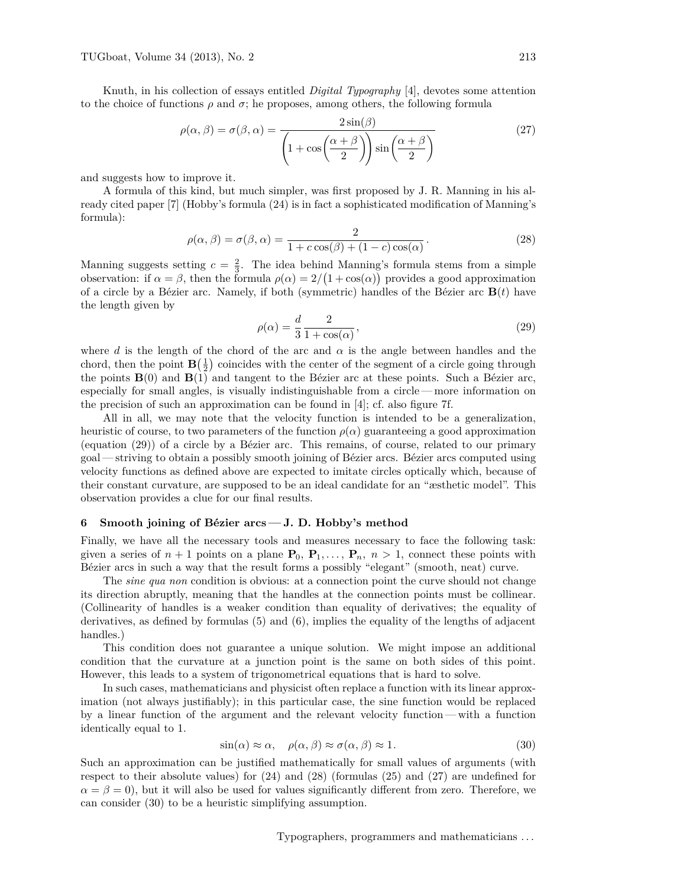Knuth, in his collection of essays entitled *Digital Typography* [4], devotes some attention to the choice of functions $\rho$ and $\sigma$; he proposes, among others, the following formula

$$\rho(\alpha,\beta) = \sigma(\beta,\alpha) = \frac{2\sin(\beta)}{\left(1+\cos\left(\dfrac{\alpha+\beta}{2}\right)\right)\sin\left(\dfrac{\alpha+\beta}{2}\right)} \tag{27}$$

and suggests how to improve it.

A formula of this kind, but much simpler, was first proposed by J. R. Manning in his already cited paper [7] (Hobby's formula (24) is in fact a sophisticated modification of Manning's formula):

$$\rho(\alpha,\beta) = \sigma(\beta,\alpha) = \frac{2}{1 + c\cos(\beta) + (1-c)\cos(\alpha)}\,. \tag{28}$$

Manning suggests setting $c = \frac{2}{3}$. The idea behind Manning's formula stems from a simple observation: if $\alpha = \beta$, then the formula $\rho(\alpha) = 2/\bigl(1+\cos(\alpha)\bigr)$ provides a good approximation of a circle by a Bézier arc. Namely, if both (symmetric) handles of the Bézier arc $\mathbf{B}(t)$ have the length given by

$$\rho(\alpha) = \frac{d}{3}\,\frac{2}{1+\cos(\alpha)}, \tag{29}$$

where $d$ is the length of the chord of the arc and $\alpha$ is the angle between handles and the chord, then the point $\mathbf{B}\bigl(\frac{1}{2}\bigr)$ coincides with the center of the segment of a circle going through the points $\mathbf{B}(0)$ and $\mathbf{B}(1)$ and tangent to the Bézier arc at these points. Such a Bézier arc, especially for small angles, is visually indistinguishable from a circle — more information on the precision of such an approximation can be found in [4]; cf. also figure 7f.

All in all, we may note that the velocity function is intended to be a generalization, heuristic of course, to two parameters of the function $\rho(\alpha)$ guaranteeing a good approximation (equation (29)) of a circle by a Bézier arc. This remains, of course, related to our primary goal — striving to obtain a possibly smooth joining of Bézier arcs. Bézier arcs computed using velocity functions as defined above are expected to imitate circles optically which, because of their constant curvature, are supposed to be an ideal candidate for an "æsthetic model". This observation provides a clue for our final results.

## 6 Smooth joining of Bézier arcs — J. D. Hobby's method

Finally, we have all the necessary tools and measures necessary to face the following task: given a series of $n+1$ points on a plane $\mathbf{P}_0$, $\mathbf{P}_1, \ldots, \mathbf{P}_n$, $n > 1$, connect these points with Bézier arcs in such a way that the result forms a possibly "elegant" (smooth, neat) curve.

The *sine qua non* condition is obvious: at a connection point the curve should not change its direction abruptly, meaning that the handles at the connection points must be collinear. (Collinearity of handles is a weaker condition than equality of derivatives; the equality of derivatives, as defined by formulas (5) and (6), implies the equality of the lengths of adjacent handles.)

This condition does not guarantee a unique solution. We might impose an additional condition that the curvature at a junction point is the same on both sides of this point. However, this leads to a system of trigonometrical equations that is hard to solve.

In such cases, mathematicians and physicist often replace a function with its linear approximation (not always justifiably); in this particular case, the sine function would be replaced by a linear function of the argument and the relevant velocity function — with a function identically equal to 1.

$$\sin(\alpha) \approx \alpha, \quad \rho(\alpha,\beta) \approx \sigma(\alpha,\beta) \approx 1. \tag{30}$$

Such an approximation can be justified mathematically for small values of arguments (with respect to their absolute values) for (24) and (28) (formulas (25) and (27) are undefined for $\alpha = \beta = 0$), but it will also be used for values significantly different from zero. Therefore, we can consider (30) to be a heuristic simplifying assumption.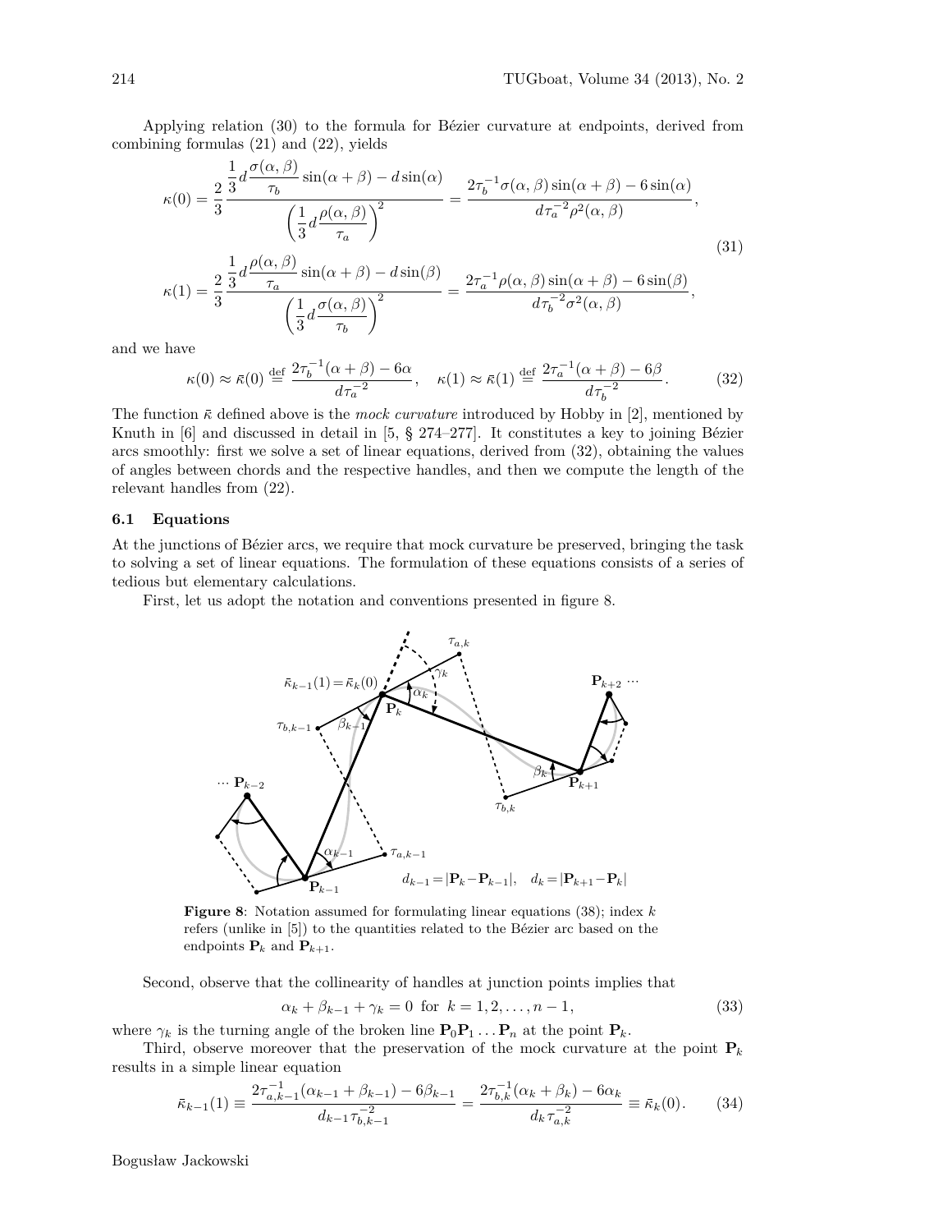Applying relation (30) to the formula for Bézier curvature at endpoints, derived from combining formulas (21) and (22), yields

$$
\begin{aligned}
\kappa(0) &= \frac{2}{3}\,\frac{\frac{1}{3}d\frac{\sigma(\alpha,\beta)}{\tau_b}\sin(\alpha+\beta) - d\sin(\alpha)}{\left(\frac{1}{3}d\frac{\rho(\alpha,\beta)}{\tau_a}\right)^2} = \frac{2\tau_b^{-1}\sigma(\alpha,\beta)\sin(\alpha+\beta) - 6\sin(\alpha)}{d\tau_a^{-2}\rho^2(\alpha,\beta)},\\
\kappa(1) &= \frac{2}{3}\,\frac{\frac{1}{3}d\frac{\rho(\alpha,\beta)}{\tau_a}\sin(\alpha+\beta) - d\sin(\beta)}{\left(\frac{1}{3}d\frac{\sigma(\alpha,\beta)}{\tau_b}\right)^2} = \frac{2\tau_a^{-1}\rho(\alpha,\beta)\sin(\alpha+\beta) - 6\sin(\beta)}{d\tau_b^{-2}\sigma^2(\alpha,\beta)},
\end{aligned}
\tag{31}
$$

and we have

$$
\kappa(0) \approx \bar\kappa(0) \stackrel{\text{def}}{=} \frac{2\tau_b^{-1}(\alpha+\beta) - 6\alpha}{d\tau_a^{-2}}, \quad \kappa(1) \approx \bar\kappa(1) \stackrel{\text{def}}{=} \frac{2\tau_a^{-1}(\alpha+\beta) - 6\beta}{d\tau_b^{-2}}. \tag{32}
$$

The function $\bar\kappa$ defined above is the *mock curvature* introduced by Hobby in [2], mentioned by Knuth in [6] and discussed in detail in [5, § 274–277]. It constitutes a key to joining Bézier arcs smoothly: first we solve a set of linear equations, derived from (32), obtaining the values of angles between chords and the respective handles, and then we compute the length of the relevant handles from (22).

### 6.1 Equations

At the junctions of Bézier arcs, we require that mock curvature be preserved, bringing the task to solving a set of linear equations. The formulation of these equations consists of a series of tedious but elementary calculations.

First, let us adopt the notation and conventions presented in figure 8.

**Figure 8**: Notation assumed for formulating linear equations (38); index $k$ refers (unlike in [5]) to the quantities related to the Bézier arc based on the endpoints $\mathbf{P}_k$ and $\mathbf{P}_{k+1}$.

Second, observe that the collinearity of handles at junction points implies that

$$
\alpha_k + \beta_{k-1} + \gamma_k = 0 \ \text{ for } \ k = 1, 2, \ldots, n-1, \tag{33}
$$

where $\gamma_k$ is the turning angle of the broken line $\mathbf{P}_0\mathbf{P}_1\ldots\mathbf{P}_n$ at the point $\mathbf{P}_k$.

Third, observe moreover that the preservation of the mock curvature at the point $\mathbf{P}_k$ results in a simple linear equation

$$
\bar\kappa_{k-1}(1) \equiv \frac{2\tau_{a,k-1}^{-1}(\alpha_{k-1}+\beta_{k-1}) - 6\beta_{k-1}}{d_{k-1}\tau_{b,k-1}^{-2}} = \frac{2\tau_{b,k}^{-1}(\alpha_k+\beta_k) - 6\alpha_k}{d_k\tau_{a,k}^{-2}} \equiv \bar\kappa_k(0). \tag{34}
$$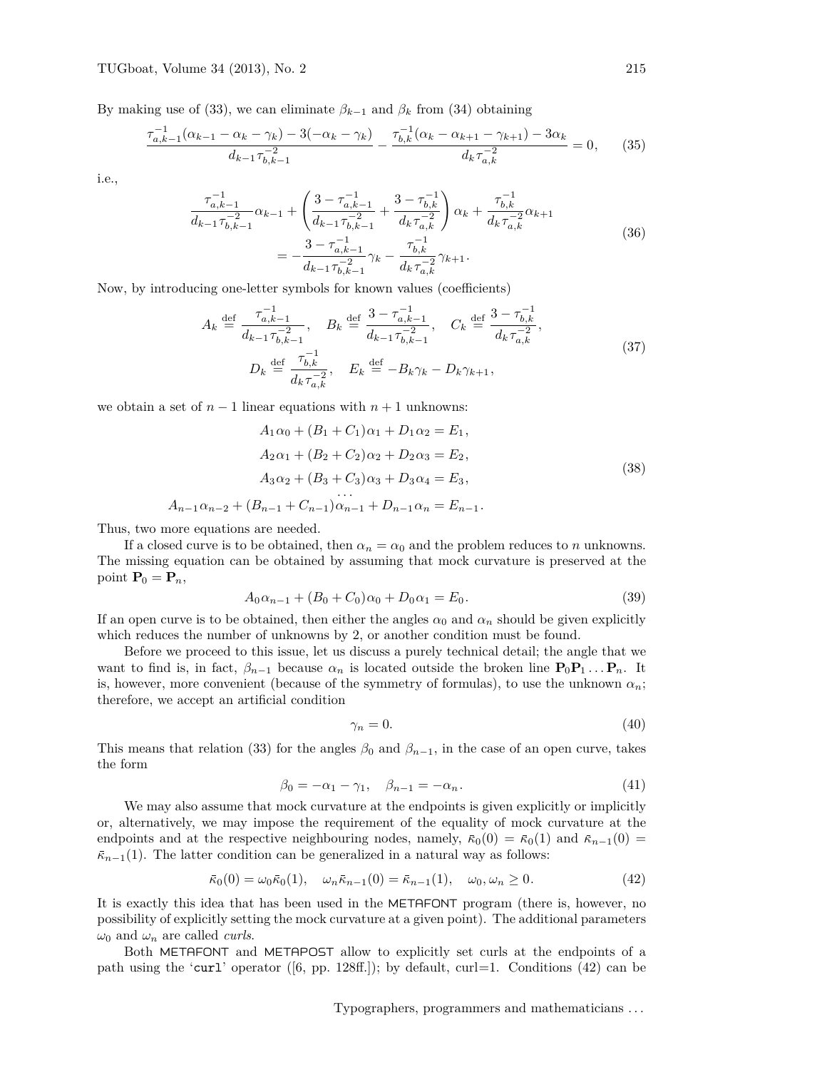By making use of (33), we can eliminate $\beta_{k-1}$ and $\beta_k$ from (34) obtaining

$$\frac{\tau_{a,k-1}^{-1}(\alpha_{k-1}-\alpha_k-\gamma_k)-3(-\alpha_k-\gamma_k)}{d_{k-1}\tau_{b,k-1}^{-2}}-\frac{\tau_{b,k}^{-1}(\alpha_k-\alpha_{k+1}-\gamma_{k+1})-3\alpha_k}{d_k\tau_{a,k}^{-2}}=0, \tag{35}$$

i.e.,

$$\begin{aligned}\frac{\tau_{a,k-1}^{-1}}{d_{k-1}\tau_{b,k-1}^{-2}}\alpha_{k-1}+\left(\frac{3-\tau_{a,k-1}^{-1}}{d_{k-1}\tau_{b,k-1}^{-2}}+\frac{3-\tau_{b,k}^{-1}}{d_k\tau_{a,k}^{-2}}\right)\alpha_k+\frac{\tau_{b,k}^{-1}}{d_k\tau_{a,k}^{-2}}\alpha_{k+1}\\ =-\frac{3-\tau_{a,k-1}^{-1}}{d_{k-1}\tau_{b,k-1}^{-2}}\gamma_k-\frac{\tau_{b,k}^{-1}}{d_k\tau_{a,k}^{-2}}\gamma_{k+1}.\end{aligned} \tag{36}$$

Now, by introducing one-letter symbols for known values (coefficients)

$$\begin{aligned}A_k \stackrel{\text{def}}{=} \frac{\tau_{a,k-1}^{-1}}{d_{k-1}\tau_{b,k-1}^{-2}},\quad B_k \stackrel{\text{def}}{=} \frac{3-\tau_{a,k-1}^{-1}}{d_{k-1}\tau_{b,k-1}^{-2}},\quad C_k \stackrel{\text{def}}{=} \frac{3-\tau_{b,k}^{-1}}{d_k\tau_{a,k}^{-2}},\\ D_k \stackrel{\text{def}}{=} \frac{\tau_{b,k}^{-1}}{d_k\tau_{a,k}^{-2}},\quad E_k \stackrel{\text{def}}{=} -B_k\gamma_k-D_k\gamma_{k+1},\end{aligned} \tag{37}$$

we obtain a set of $n-1$ linear equations with $n+1$ unknowns:

$$\begin{aligned}A_1\alpha_0+(B_1+C_1)\alpha_1+D_1\alpha_2&=E_1,\\ A_2\alpha_1+(B_2+C_2)\alpha_2+D_2\alpha_3&=E_2,\\ A_3\alpha_2+(B_3+C_3)\alpha_3+D_3\alpha_4&=E_3,\\ &\dots\\ A_{n-1}\alpha_{n-2}+(B_{n-1}+C_{n-1})\alpha_{n-1}+D_{n-1}\alpha_n&=E_{n-1}.\end{aligned} \tag{38}$$

Thus, two more equations are needed.

If a closed curve is to be obtained, then $\alpha_n=\alpha_0$ and the problem reduces to $n$ unknowns. The missing equation can be obtained by assuming that mock curvature is preserved at the point $\mathbf{P}_0=\mathbf{P}_n$,

$$A_0\alpha_{n-1}+(B_0+C_0)\alpha_0+D_0\alpha_1=E_0. \tag{39}$$

If an open curve is to be obtained, then either the angles $\alpha_0$ and $\alpha_n$ should be given explicitly which reduces the number of unknowns by 2, or another condition must be found.

Before we proceed to this issue, let us discuss a purely technical detail; the angle that we want to find is, in fact, $\beta_{n-1}$ because $\alpha_n$ is located outside the broken line $\mathbf{P}_0\mathbf{P}_1\dots\mathbf{P}_n$. It is, however, more convenient (because of the symmetry of formulas), to use the unknown $\alpha_n$; therefore, we accept an artificial condition

$$\gamma_n=0. \tag{40}$$

This means that relation (33) for the angles $\beta_0$ and $\beta_{n-1}$, in the case of an open curve, takes the form

$$\beta_0=-\alpha_1-\gamma_1,\quad \beta_{n-1}=-\alpha_n. \tag{41}$$

We may also assume that mock curvature at the endpoints is given explicitly or implicitly or, alternatively, we may impose the requirement of the equality of mock curvature at the endpoints and at the respective neighbouring nodes, namely, $\bar{\kappa}_0(0)=\bar{\kappa}_0(1)$ and $\bar{\kappa}_{n-1}(0)=\bar{\kappa}_{n-1}(1)$. The latter condition can be generalized in a natural way as follows:

$$\bar{\kappa}_0(0)=\omega_0\bar{\kappa}_0(1),\quad \omega_n\bar{\kappa}_{n-1}(0)=\bar{\kappa}_{n-1}(1),\quad \omega_0,\omega_n\geq 0. \tag{42}$$

It is exactly this idea that has been used in the METAFONT program (there is, however, no possibility of explicitly setting the mock curvature at a given point). The additional parameters $\omega_0$ and $\omega_n$ are called *curls*.

Both METAFONT and METAPOST allow to explicitly set curls at the endpoints of a path using the '`curl`' operator ([6, pp. 128ff.]); by default, curl=1. Conditions (42) can be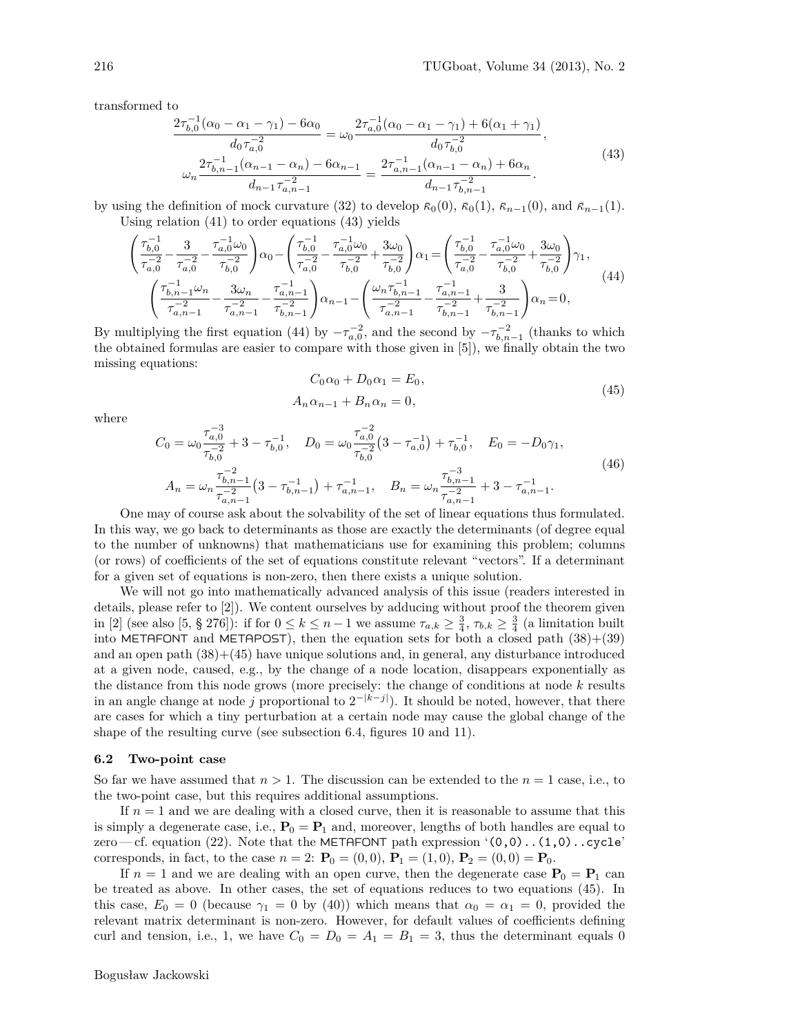transformed to

$$\frac{2\tau_{b,0}^{-1}(\alpha_0-\alpha_1-\gamma_1)-6\alpha_0}{d_0\tau_{a,0}^{-2}} = \omega_0\frac{2\tau_{a,0}^{-1}(\alpha_0-\alpha_1-\gamma_1)+6(\alpha_1+\gamma_1)}{d_0\tau_{b,0}^{-2}},$$
$$\omega_n\frac{2\tau_{b,n-1}^{-1}(\alpha_{n-1}-\alpha_n)-6\alpha_{n-1}}{d_{n-1}\tau_{a,n-1}^{-2}} = \frac{2\tau_{a,n-1}^{-1}(\alpha_{n-1}-\alpha_n)+6\alpha_n}{d_{n-1}\tau_{b,n-1}^{-2}}. \tag{43}$$

by using the definition of mock curvature (32) to develop $\bar\kappa_0(0)$, $\bar\kappa_0(1)$, $\bar\kappa_{n-1}(0)$, and $\bar\kappa_{n-1}(1)$.

Using relation (41) to order equations (43) yields

$$\left(\frac{\tau_{b,0}^{-1}}{\tau_{a,0}^{-2}}-\frac{3}{\tau_{a,0}^{-2}}-\frac{\tau_{a,0}^{-1}\omega_0}{\tau_{b,0}^{-2}}\right)\alpha_0-\left(\frac{\tau_{b,0}^{-1}}{\tau_{a,0}^{-2}}-\frac{\tau_{a,0}^{-1}\omega_0}{\tau_{b,0}^{-2}}+\frac{3\omega_0}{\tau_{b,0}^{-2}}\right)\alpha_1=\left(\frac{\tau_{b,0}^{-1}}{\tau_{a,0}^{-2}}-\frac{\tau_{a,0}^{-1}\omega_0}{\tau_{b,0}^{-2}}+\frac{3\omega_0}{\tau_{b,0}^{-2}}\right)\gamma_1,$$
$$\left(\frac{\tau_{b,n-1}^{-1}\omega_n}{\tau_{a,n-1}^{-2}}-\frac{3\omega_n}{\tau_{a,n-1}^{-2}}-\frac{\tau_{a,n-1}^{-1}}{\tau_{b,n-1}^{-2}}\right)\alpha_{n-1}-\left(\frac{\omega_n\tau_{b,n-1}^{-1}}{\tau_{a,n-1}^{-2}}-\frac{\tau_{a,n-1}^{-1}}{\tau_{b,n-1}^{-2}}+\frac{3}{\tau_{b,n-1}^{-2}}\right)\alpha_n=0, \tag{44}$$

By multiplying the first equation (44) by $-\tau_{a,0}^{-2}$, and the second by $-\tau_{b,n-1}^{-2}$ (thanks to which the obtained formulas are easier to compare with those given in [5]), we finally obtain the two missing equations:

$$C_0\alpha_0 + D_0\alpha_1 = E_0,$$
$$A_n\alpha_{n-1} + B_n\alpha_n = 0, \tag{45}$$

where

$$C_0 = \omega_0\frac{\tau_{a,0}^{-3}}{\tau_{b,0}^{-2}}+3-\tau_{b,0}^{-1},\quad D_0 = \omega_0\frac{\tau_{a,0}^{-2}}{\tau_{b,0}^{-2}}\bigl(3-\tau_{a,0}^{-1}\bigr)+\tau_{b,0}^{-1},\quad E_0=-D_0\gamma_1,$$
$$A_n = \omega_n\frac{\tau_{b,n-1}^{-2}}{\tau_{a,n-1}^{-2}}\bigl(3-\tau_{b,n-1}^{-1}\bigr)+\tau_{a,n-1}^{-1},\quad B_n=\omega_n\frac{\tau_{b,n-1}^{-3}}{\tau_{a,n-1}^{-2}}+3-\tau_{a,n-1}^{-1}. \tag{46}$$

One may of course ask about the solvability of the set of linear equations thus formulated. In this way, we go back to determinants as those are exactly the determinants (of degree equal to the number of unknowns) that mathematicians use for examining this problem; columns (or rows) of coefficients of the set of equations constitute relevant "vectors". If a determinant for a given set of equations is non-zero, then there exists a unique solution.

We will not go into mathematically advanced analysis of this issue (readers interested in details, please refer to [2]). We content ourselves by adducing without proof the theorem given in [2] (see also [5, § 276]): if for $0 \le k \le n-1$ we assume $\tau_{a,k} \ge \frac{3}{4}$, $\tau_{b,k} \ge \frac{3}{4}$ (a limitation built into METAFONT and METAPOST), then the equation sets for both a closed path (38)+(39) and an open path (38)+(45) have unique solutions and, in general, any disturbance introduced at a given node, caused, e.g., by the change of a node location, disappears exponentially as the distance from this node grows (more precisely: the change of conditions at node $k$ results in an angle change at node $j$ proportional to $2^{-|k-j|}$). It should be noted, however, that there are cases for which a tiny perturbation at a certain node may cause the global change of the shape of the resulting curve (see subsection 6.4, figures 10 and 11).

### 6.2 Two-point case

So far we have assumed that $n > 1$. The discussion can be extended to the $n = 1$ case, i.e., to the two-point case, but this requires additional assumptions.

If $n = 1$ and we are dealing with a closed curve, then it is reasonable to assume that this is simply a degenerate case, i.e., $\mathbf{P}_0 = \mathbf{P}_1$ and, moreover, lengths of both handles are equal to zero — cf. equation (22). Note that the METAFONT path expression '`(0,0)..(1,0)..cycle`' corresponds, in fact, to the case $n = 2$: $\mathbf{P}_0 = (0, 0)$, $\mathbf{P}_1 = (1, 0)$, $\mathbf{P}_2 = (0, 0) = \mathbf{P}_0$.

If $n = 1$ and we are dealing with an open curve, then the degenerate case $\mathbf{P}_0 = \mathbf{P}_1$ can be treated as above. In other cases, the set of equations reduces to two equations (45). In this case, $E_0 = 0$ (because $\gamma_1 = 0$ by (40)) which means that $\alpha_0 = \alpha_1 = 0$, provided the relevant matrix determinant is non-zero. However, for default values of coefficients defining curl and tension, i.e., 1, we have $C_0 = D_0 = A_1 = B_1 = 3$, thus the determinant equals 0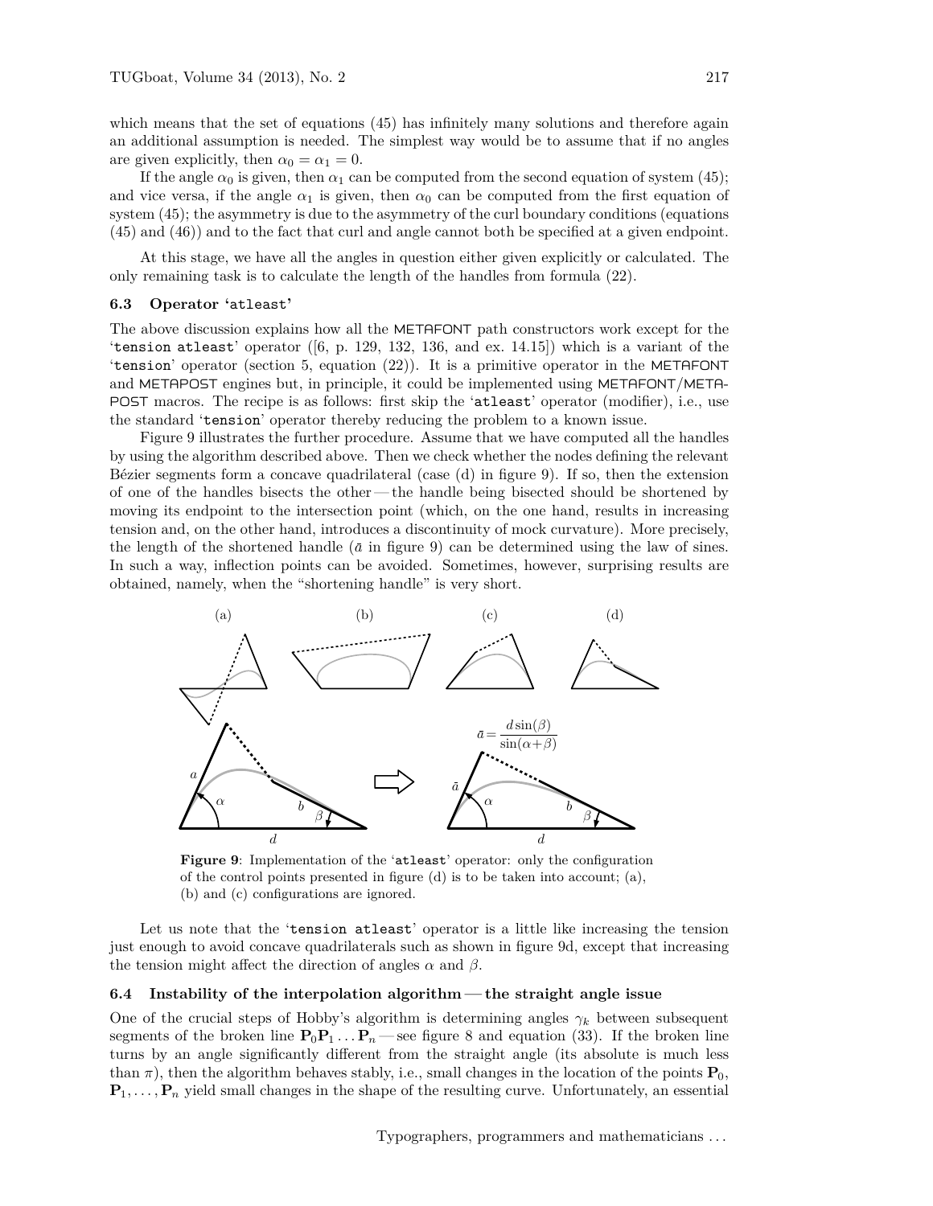which means that the set of equations (45) has infinitely many solutions and therefore again an additional assumption is needed. The simplest way would be to assume that if no angles are given explicitly, then $\alpha_0 = \alpha_1 = 0$.

If the angle $\alpha_0$ is given, then $\alpha_1$ can be computed from the second equation of system (45); and vice versa, if the angle $\alpha_1$ is given, then $\alpha_0$ can be computed from the first equation of system (45); the asymmetry is due to the asymmetry of the curl boundary conditions (equations (45) and (46)) and to the fact that curl and angle cannot both be specified at a given endpoint.

At this stage, we have all the angles in question either given explicitly or calculated. The only remaining task is to calculate the length of the handles from formula (22).

### 6.3 Operator 'atleast'

The above discussion explains how all the METAFONT path constructors work except for the '`tension atleast`' operator ([6, p. 129, 132, 136, and ex. 14.15]) which is a variant of the '`tension`' operator (section 5, equation (22)). It is a primitive operator in the METAFONT and METAPOST engines but, in principle, it could be implemented using METAFONT/METAPOST macros. The recipe is as follows: first skip the '`atleast`' operator (modifier), i.e., use the standard '`tension`' operator thereby reducing the problem to a known issue.

Figure 9 illustrates the further procedure. Assume that we have computed all the handles by using the algorithm described above. Then we check whether the nodes defining the relevant Bézier segments form a concave quadrilateral (case (d) in figure 9). If so, then the extension of one of the handles bisects the other — the handle being bisected should be shortened by moving its endpoint to the intersection point (which, on the one hand, results in increasing tension and, on the other hand, introduces a discontinuity of mock curvature). More precisely, the length of the shortened handle ($\bar{a}$ in figure 9) can be determined using the law of sines. In such a way, inflection points can be avoided. Sometimes, however, surprising results are obtained, namely, when the "shortening handle" is very short.

(a) (b) (c) (d)

$$\bar{a} = \frac{d\sin(\beta)}{\sin(\alpha+\beta)}$$

**Figure 9**: Implementation of the '`atleast`' operator: only the configuration of the control points presented in figure (d) is to be taken into account; (a), (b) and (c) configurations are ignored.

Let us note that the '`tension atleast`' operator is a little like increasing the tension just enough to avoid concave quadrilaterals such as shown in figure 9d, except that increasing the tension might affect the direction of angles $\alpha$ and $\beta$.

### 6.4 Instability of the interpolation algorithm — the straight angle issue

One of the crucial steps of Hobby's algorithm is determining angles $\gamma_k$ between subsequent segments of the broken line $\mathbf{P}_0\mathbf{P}_1 \ldots \mathbf{P}_n$ — see figure 8 and equation (33). If the broken line turns by an angle significantly different from the straight angle (its absolute is much less than $\pi$), then the algorithm behaves stably, i.e., small changes in the location of the points $\mathbf{P}_0$, $\mathbf{P}_1, \ldots, \mathbf{P}_n$ yield small changes in the shape of the resulting curve. Unfortunately, an essential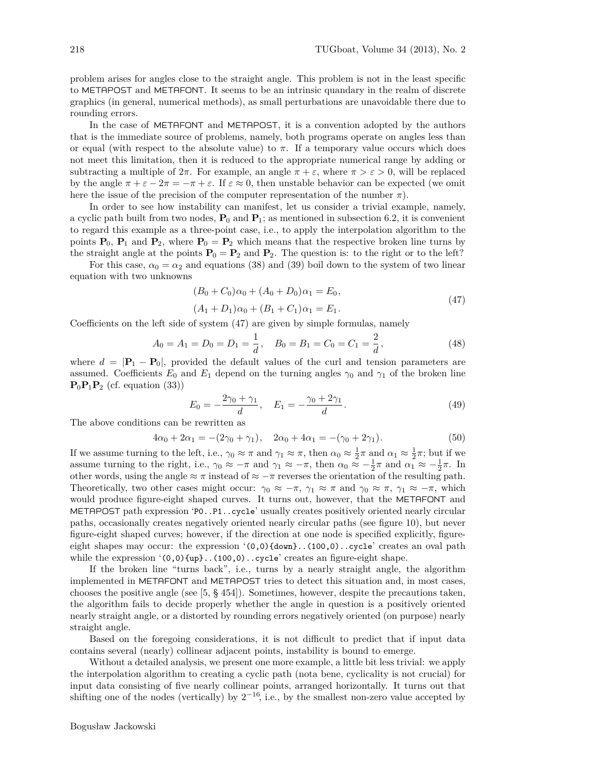problem arises for angles close to the straight angle. This problem is not in the least specific to METAPOST and METAFONT. It seems to be an intrinsic quandary in the realm of discrete graphics (in general, numerical methods), as small perturbations are unavoidable there due to rounding errors.

In the case of METAFONT and METAPOST, it is a convention adopted by the authors that is the immediate source of problems, namely, both programs operate on angles less than or equal (with respect to the absolute value) to $\pi$. If a temporary value occurs which does not meet this limitation, then it is reduced to the appropriate numerical range by adding or subtracting a multiple of $2\pi$. For example, an angle $\pi + \varepsilon$, where $\pi > \varepsilon > 0$, will be replaced by the angle $\pi + \varepsilon - 2\pi = -\pi + \varepsilon$. If $\varepsilon \approx 0$, then unstable behavior can be expected (we omit here the issue of the precision of the computer representation of the number $\pi$).

In order to see how instability can manifest, let us consider a trivial example, namely, a cyclic path built from two nodes, $\mathbf{P}_0$ and $\mathbf{P}_1$; as mentioned in subsection 6.2, it is convenient to regard this example as a three-point case, i.e., to apply the interpolation algorithm to the points $\mathbf{P}_0$, $\mathbf{P}_1$ and $\mathbf{P}_2$, where $\mathbf{P}_0 = \mathbf{P}_2$ which means that the respective broken line turns by the straight angle at the points $\mathbf{P}_0 = \mathbf{P}_2$ and $\mathbf{P}_2$. The question is: to the right or to the left?

For this case, $\alpha_0 = \alpha_2$ and equations (38) and (39) boil down to the system of two linear equation with two unknowns

$$
\begin{aligned}
(B_0 + C_0)\alpha_0 + (A_0 + D_0)\alpha_1 &= E_0, \\
(A_1 + D_1)\alpha_0 + (B_1 + C_1)\alpha_1 &= E_1.
\end{aligned}
\tag{47}
$$

Coefficients on the left side of system (47) are given by simple formulas, namely

$$
A_0 = A_1 = D_0 = D_1 = \frac{1}{d}, \quad B_0 = B_1 = C_0 = C_1 = \frac{2}{d}, \tag{48}
$$

where $d = |\mathbf{P}_1 - \mathbf{P}_0|$, provided the default values of the curl and tension parameters are assumed. Coefficients $E_0$ and $E_1$ depend on the turning angles $\gamma_0$ and $\gamma_1$ of the broken line $\mathbf{P}_0\mathbf{P}_1\mathbf{P}_2$ (cf. equation (33))

$$
E_0 = -\frac{2\gamma_0 + \gamma_1}{d}, \quad E_1 = -\frac{\gamma_0 + 2\gamma_1}{d}. \tag{49}
$$

The above conditions can be rewritten as

$$
4\alpha_0 + 2\alpha_1 = -(2\gamma_0 + \gamma_1), \quad 2\alpha_0 + 4\alpha_1 = -(\gamma_0 + 2\gamma_1). \tag{50}
$$

If we assume turning to the left, i.e., $\gamma_0 \approx \pi$ and $\gamma_1 \approx \pi$, then $\alpha_0 \approx \frac{1}{2}\pi$ and $\alpha_1 \approx \frac{1}{2}\pi$; but if we assume turning to the right, i.e., $\gamma_0 \approx -\pi$ and $\gamma_1 \approx -\pi$, then $\alpha_0 \approx -\frac{1}{2}\pi$ and $\alpha_1 \approx -\frac{1}{2}\pi$. In other words, using the angle $\approx \pi$ instead of $\approx -\pi$ reverses the orientation of the resulting path. Theoretically, two other cases might occur: $\gamma_0 \approx -\pi$, $\gamma_1 \approx \pi$ and $\gamma_0 \approx \pi$, $\gamma_1 \approx -\pi$, which would produce figure-eight shaped curves. It turns out, however, that the METAFONT and METAPOST path expression '`P0..P1..cycle`' usually creates positively oriented nearly circular paths, occasionally creates negatively oriented nearly circular paths (see figure 10), but never figure-eight shaped curves; however, if the direction at one node is specified explicitly, figure-eight shapes may occur: the expression '`(0,0){down}..(100,0)..cycle`' creates an oval path while the expression '`(0,0){up}..(100,0)..cycle`' creates an figure-eight shape.

If the broken line "turns back", i.e., turns by a nearly straight angle, the algorithm implemented in METAFONT and METAPOST tries to detect this situation and, in most cases, chooses the positive angle (see [5, § 454]). Sometimes, however, despite the precautions taken, the algorithm fails to decide properly whether the angle in question is a positively oriented nearly straight angle, or a distorted by rounding errors negatively oriented (on purpose) nearly straight angle.

Based on the foregoing considerations, it is not difficult to predict that if input data contains several (nearly) collinear adjacent points, instability is bound to emerge.

Without a detailed analysis, we present one more example, a little bit less trivial: we apply the interpolation algorithm to creating a cyclic path (nota bene, cyclicality is not crucial) for input data consisting of five nearly collinear points, arranged horizontally. It turns out that shifting one of the nodes (vertically) by $2^{-16}$, i.e., by the smallest non-zero value accepted by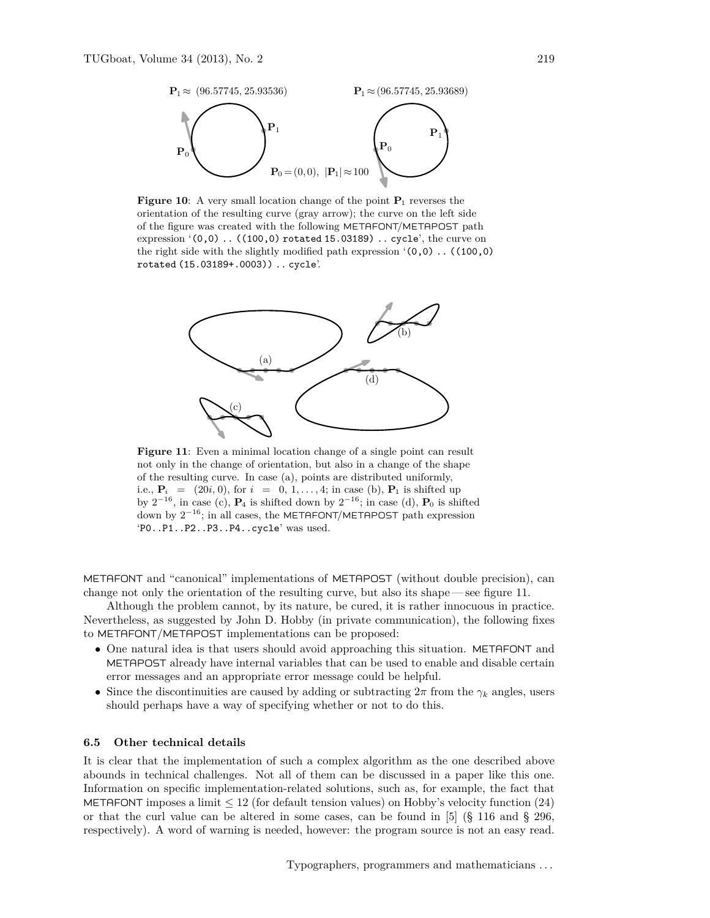**Figure 10**: A very small location change of the point $\mathbf{P}_1$ reverses the orientation of the resulting curve (gray arrow); the curve on the left side of the figure was created with the following METAFONT/METAPOST path expression '`(0,0) .. ((100,0) rotated 15.03189) .. cycle`', the curve on the right side with the slightly modified path expression '`(0,0) .. ((100,0) rotated (15.03189+.0003)) .. cycle`'.

**Figure 11**: Even a minimal location change of a single point can result not only in the change of orientation, but also in a change of the shape of the resulting curve. In case (a), points are distributed uniformly, i.e., $\mathbf{P}_i = (20i, 0)$, for $i = 0, 1, \ldots, 4$; in case (b), $\mathbf{P}_1$ is shifted up by $2^{-16}$, in case (c), $\mathbf{P}_4$ is shifted down by $2^{-16}$; in case (d), $\mathbf{P}_0$ is shifted down by $2^{-16}$; in all cases, the METAFONT/METAPOST path expression '`P0..P1..P2..P3..P4..cycle`' was used.

METAFONT and "canonical" implementations of METAPOST (without double precision), can change not only the orientation of the resulting curve, but also its shape — see figure 11.

Although the problem cannot, by its nature, be cured, it is rather innocuous in practice. Nevertheless, as suggested by John D. Hobby (in private communication), the following fixes to METAFONT/METAPOST implementations can be proposed:

- One natural idea is that users should avoid approaching this situation. METAFONT and METAPOST already have internal variables that can be used to enable and disable certain error messages and an appropriate error message could be helpful.
- Since the discontinuities are caused by adding or subtracting $2\pi$ from the $\gamma_k$ angles, users should perhaps have a way of specifying whether or not to do this.

### 6.5 Other technical details

It is clear that the implementation of such a complex algorithm as the one described above abounds in technical challenges. Not all of them can be discussed in a paper like this one. Information on specific implementation-related solutions, such as, for example, the fact that METAFONT imposes a limit $\leq 12$ (for default tension values) on Hobby's velocity function (24) or that the curl value can be altered in some cases, can be found in [5] (§ 116 and § 296, respectively). A word of warning is needed, however: the program source is not an easy read.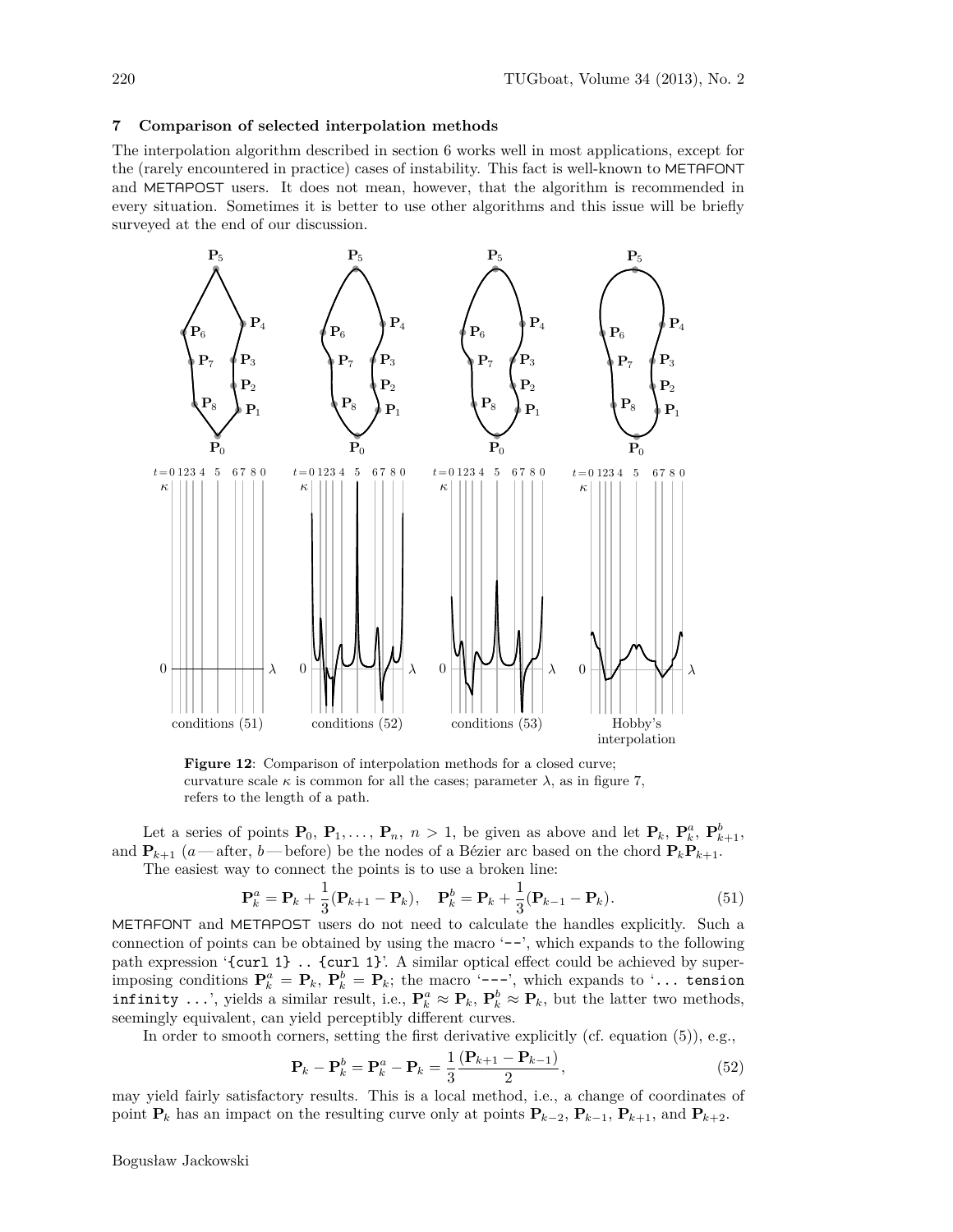## 7 Comparison of selected interpolation methods

The interpolation algorithm described in section 6 works well in most applications, except for the (rarely encountered in practice) cases of instability. This fact is well-known to METAFONT and METAPOST users. It does not mean, however, that the algorithm is recommended in every situation. Sometimes it is better to use other algorithms and this issue will be briefly surveyed at the end of our discussion.

**Figure 12**: Comparison of interpolation methods for a closed curve; curvature scale $\kappa$ is common for all the cases; parameter $\lambda$, as in figure 7, refers to the length of a path.

Let a series of points $\mathbf{P}_0, \mathbf{P}_1, \ldots, \mathbf{P}_n$, $n > 1$, be given as above and let $\mathbf{P}_k$, $\mathbf{P}_k^a$, $\mathbf{P}_{k+1}^b$, and $\mathbf{P}_{k+1}$ ($a$ — after, $b$ — before) be the nodes of a Bézier arc based on the chord $\mathbf{P}_k\mathbf{P}_{k+1}$.

The easiest way to connect the points is to use a broken line:

$$\mathbf{P}_k^a = \mathbf{P}_k + \frac{1}{3}(\mathbf{P}_{k+1} - \mathbf{P}_k), \quad \mathbf{P}_k^b = \mathbf{P}_k + \frac{1}{3}(\mathbf{P}_{k-1} - \mathbf{P}_k). \tag{51}$$

METAFONT and METAPOST users do not need to calculate the handles explicitly. Such a connection of points can be obtained by using the macro '`--`', which expands to the following path expression '`{curl 1} .. {curl 1}`'. A similar optical effect could be achieved by superimposing conditions $\mathbf{P}_k^a = \mathbf{P}_k$, $\mathbf{P}_k^b = \mathbf{P}_k$; the macro '`---`', which expands to '`... tension infinity ...`', yields a similar result, i.e., $\mathbf{P}_k^a \approx \mathbf{P}_k$, $\mathbf{P}_k^b \approx \mathbf{P}_k$, but the latter two methods, seemingly equivalent, can yield perceptibly different curves.

In order to smooth corners, setting the first derivative explicitly (cf. equation (5)), e.g.,

$$\mathbf{P}_k - \mathbf{P}_k^b = \mathbf{P}_k^a - \mathbf{P}_k = \frac{1}{3}\frac{(\mathbf{P}_{k+1} - \mathbf{P}_{k-1})}{2}, \tag{52}$$

may yield fairly satisfactory results. This is a local method, i.e., a change of coordinates of point $\mathbf{P}_k$ has an impact on the resulting curve only at points $\mathbf{P}_{k-2}$, $\mathbf{P}_{k-1}$, $\mathbf{P}_{k+1}$, and $\mathbf{P}_{k+2}$.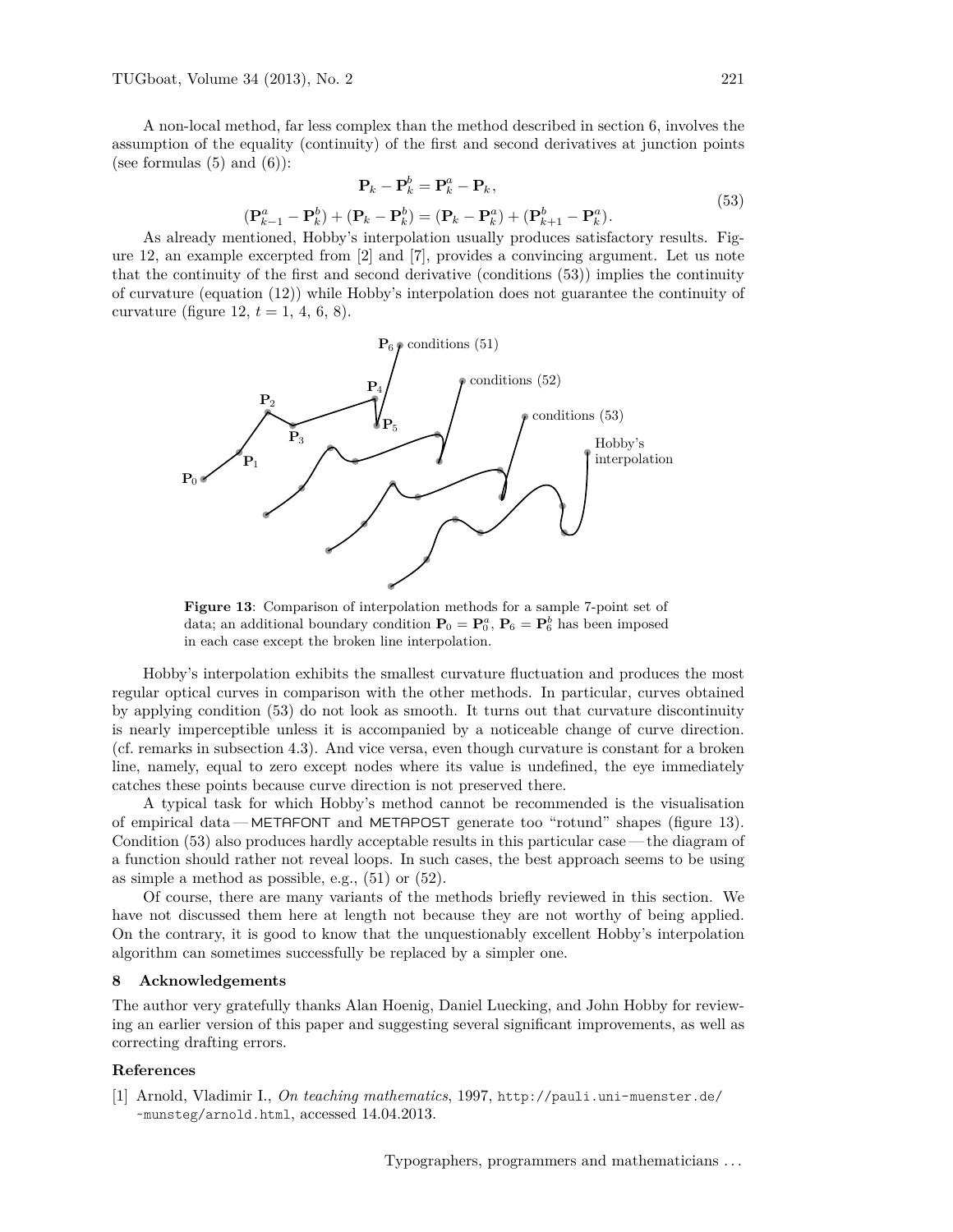A non-local method, far less complex than the method described in section 6, involves the assumption of the equality (continuity) of the first and second derivatives at junction points (see formulas (5) and (6)):

$$\begin{gathered} \mathbf{P}_k - \mathbf{P}_k^b = \mathbf{P}_k^a - \mathbf{P}_k, \\ (\mathbf{P}_{k-1}^a - \mathbf{P}_k^b) + (\mathbf{P}_k - \mathbf{P}_k^b) = (\mathbf{P}_k - \mathbf{P}_k^a) + (\mathbf{P}_{k+1}^b - \mathbf{P}_k^a). \end{gathered} \tag{53}$$

As already mentioned, Hobby's interpolation usually produces satisfactory results. Figure 12, an example excerpted from [2] and [7], provides a convincing argument. Let us note that the continuity of the first and second derivative (conditions (53)) implies the continuity of curvature (equation (12)) while Hobby's interpolation does not guarantee the continuity of curvature (figure 12, $t = 1, 4, 6, 8$).

**Figure 13**: Comparison of interpolation methods for a sample 7-point set of data; an additional boundary condition $\mathbf{P}_0 = \mathbf{P}_0^a$, $\mathbf{P}_6 = \mathbf{P}_6^b$ has been imposed in each case except the broken line interpolation.

Hobby's interpolation exhibits the smallest curvature fluctuation and produces the most regular optical curves in comparison with the other methods. In particular, curves obtained by applying condition (53) do not look as smooth. It turns out that curvature discontinuity is nearly imperceptible unless it is accompanied by a noticeable change of curve direction. (cf. remarks in subsection 4.3). And vice versa, even though curvature is constant for a broken line, namely, equal to zero except nodes where its value is undefined, the eye immediately catches these points because curve direction is not preserved there.

A typical task for which Hobby's method cannot be recommended is the visualisation of empirical data — METAFONT and METAPOST generate too "rotund" shapes (figure 13). Condition (53) also produces hardly acceptable results in this particular case — the diagram of a function should rather not reveal loops. In such cases, the best approach seems to be using as simple a method as possible, e.g., (51) or (52).

Of course, there are many variants of the methods briefly reviewed in this section. We have not discussed them here at length not because they are not worthy of being applied. On the contrary, it is good to know that the unquestionably excellent Hobby's interpolation algorithm can sometimes successfully be replaced by a simpler one.

## 8 Acknowledgements

The author very gratefully thanks Alan Hoenig, Daniel Luecking, and John Hobby for reviewing an earlier version of this paper and suggesting several significant improvements, as well as correcting drafting errors.

### References

[1] Arnold, Vladimir I., *On teaching mathematics*, 1997, http://pauli.uni-muenster.de/~munsteg/arnold.html, accessed 14.04.2013.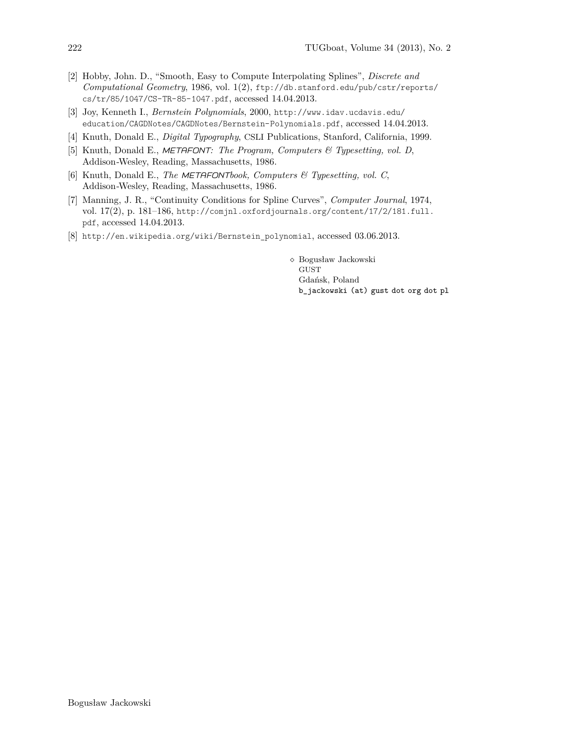[2] Hobby, John. D., "Smooth, Easy to Compute Interpolating Splines", *Discrete and Computational Geometry*, 1986, vol. 1(2), ftp://db.stanford.edu/pub/cstr/reports/cs/tr/85/1047/CS-TR-85-1047.pdf, accessed 14.04.2013.

[3] Joy, Kenneth I., *Bernstein Polynomials*, 2000, http://www.idav.ucdavis.edu/education/CAGDNotes/CAGDNotes/Bernstein-Polynomials.pdf, accessed 14.04.2013.

[4] Knuth, Donald E., *Digital Typography*, CSLI Publications, Stanford, California, 1999.

[5] Knuth, Donald E., *METAFONT: The Program, Computers & Typesetting, vol. D*, Addison-Wesley, Reading, Massachusetts, 1986.

[6] Knuth, Donald E., *The METAFONTbook, Computers & Typesetting, vol. C*, Addison-Wesley, Reading, Massachusetts, 1986.

[7] Manning, J. R., "Continuity Conditions for Spline Curves", *Computer Journal*, 1974, vol. 17(2), p. 181–186, http://comjnl.oxfordjournals.org/content/17/2/181.full.pdf, accessed 14.04.2013.

[8] http://en.wikipedia.org/wiki/Bernstein_polynomial, accessed 03.06.2013.

◇ Bogusław Jackowski
GUST
Gdańsk, Poland
b_jackowski (at) gust dot org dot pl